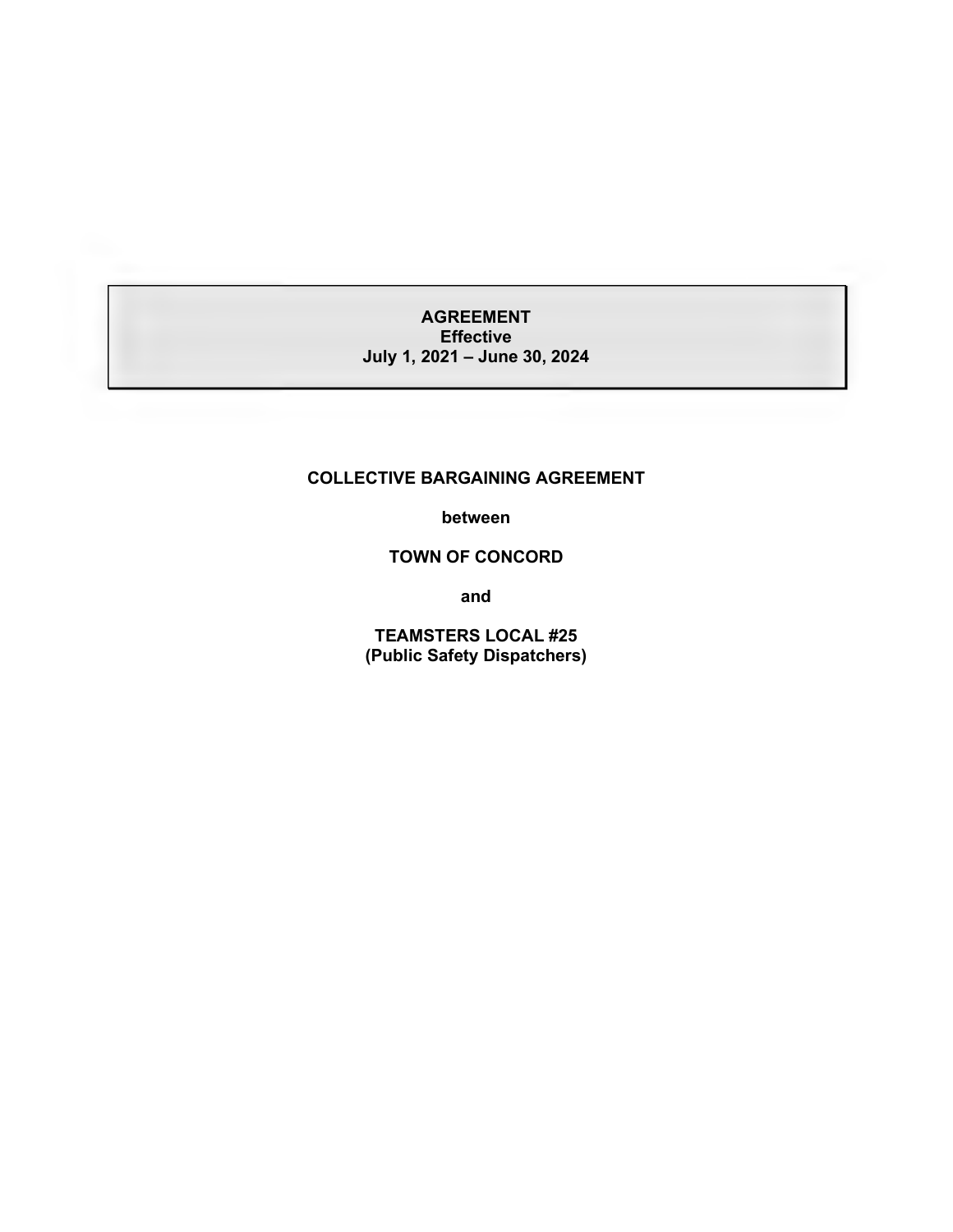**AGREEMENT**
**Effective**
**July 1, 2021 – June 30, 2024**

**COLLECTIVE BARGAINING AGREEMENT**

**between**

**TOWN OF CONCORD**

**and**

**TEAMSTERS LOCAL #25**
**(Public Safety Dispatchers)**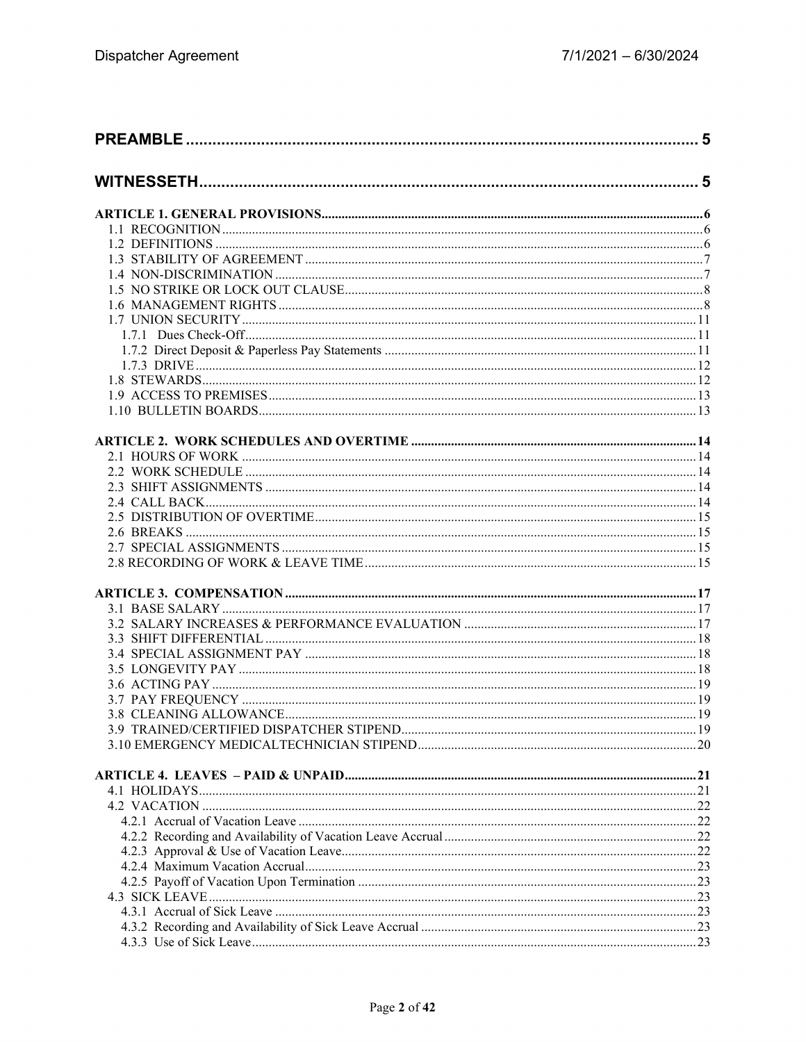**PREAMBLE** ..................................................................................................... 5

**WITNESSETH** ..................................................................................................... 5

**ARTICLE 1. GENERAL PROVISIONS** ..................................................................................................... 6

1.1 RECOGNITION ..................................................................................................... 6
1.2 DEFINITIONS ..................................................................................................... 6
1.3 STABILITY OF AGREEMENT ..................................................................................................... 7
1.4 NON-DISCRIMINATION ..................................................................................................... 7
1.5 NO STRIKE OR LOCK OUT CLAUSE ..................................................................................................... 8
1.6 MANAGEMENT RIGHTS ..................................................................................................... 8
1.7 UNION SECURITY ..................................................................................................... 11
1.7.1 Dues Check-Off ..................................................................................................... 11
1.7.2 Direct Deposit & Paperless Pay Statements ..................................................................................................... 11
1.7.3 DRIVE ..................................................................................................... 12
1.8 STEWARDS ..................................................................................................... 12
1.9 ACCESS TO PREMISES ..................................................................................................... 13
1.10 BULLETIN BOARDS ..................................................................................................... 13

**ARTICLE 2. WORK SCHEDULES AND OVERTIME** ..................................................................................................... 14

2.1 HOURS OF WORK ..................................................................................................... 14
2.2 WORK SCHEDULE ..................................................................................................... 14
2.3 SHIFT ASSIGNMENTS ..................................................................................................... 14
2.4 CALL BACK ..................................................................................................... 14
2.5 DISTRIBUTION OF OVERTIME ..................................................................................................... 15
2.6 BREAKS ..................................................................................................... 15
2.7 SPECIAL ASSIGNMENTS ..................................................................................................... 15
2.8 RECORDING OF WORK & LEAVE TIME ..................................................................................................... 15

**ARTICLE 3. COMPENSATION** ..................................................................................................... 17

3.1 BASE SALARY ..................................................................................................... 17
3.2 SALARY INCREASES & PERFORMANCE EVALUATION ..................................................................................................... 17
3.3 SHIFT DIFFERENTIAL ..................................................................................................... 18
3.4 SPECIAL ASSIGNMENT PAY ..................................................................................................... 18
3.5 LONGEVITY PAY ..................................................................................................... 18
3.6 ACTING PAY ..................................................................................................... 19
3.7 PAY FREQUENCY ..................................................................................................... 19
3.8 CLEANING ALLOWANCE ..................................................................................................... 19
3.9 TRAINED/CERTIFIED DISPATCHER STIPEND ..................................................................................................... 19
3.10 EMERGENCY MEDICALTECHNICIAN STIPEND ..................................................................................................... 20

**ARTICLE 4. LEAVES – PAID & UNPAID** ..................................................................................................... 21

4.1 HOLIDAYS ..................................................................................................... 21
4.2 VACATION ..................................................................................................... 22
4.2.1 Accrual of Vacation Leave ..................................................................................................... 22
4.2.2 Recording and Availability of Vacation Leave Accrual ..................................................................................................... 22
4.2.3 Approval & Use of Vacation Leave ..................................................................................................... 22
4.2.4 Maximum Vacation Accrual ..................................................................................................... 23
4.2.5 Payoff of Vacation Upon Termination ..................................................................................................... 23
4.3 SICK LEAVE ..................................................................................................... 23
4.3.1 Accrual of Sick Leave ..................................................................................................... 23
4.3.2 Recording and Availability of Sick Leave Accrual ..................................................................................................... 23
4.3.3 Use of Sick Leave ..................................................................................................... 23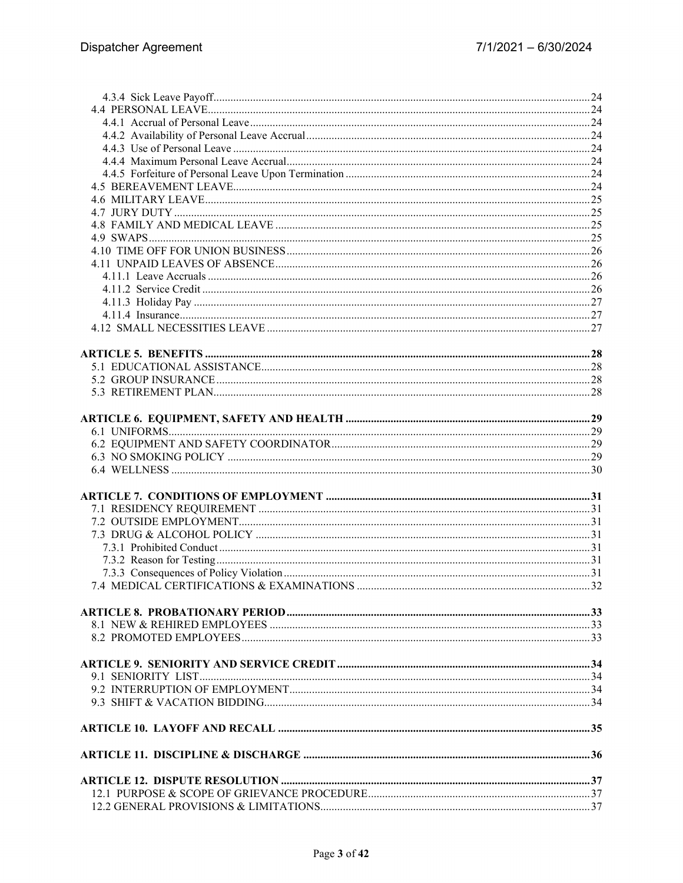4.3.4 Sick Leave Payoff ..... 24
4.4 PERSONAL LEAVE ..... 24
4.4.1 Accrual of Personal Leave ..... 24
4.4.2 Availability of Personal Leave Accrual ..... 24
4.4.3 Use of Personal Leave ..... 24
4.4.4 Maximum Personal Leave Accrual ..... 24
4.4.5 Forfeiture of Personal Leave Upon Termination ..... 24
4.5 BEREAVEMENT LEAVE ..... 24
4.6 MILITARY LEAVE ..... 25
4.7 JURY DUTY ..... 25
4.8 FAMILY AND MEDICAL LEAVE ..... 25
4.9 SWAPS ..... 25
4.10 TIME OFF FOR UNION BUSINESS ..... 26
4.11 UNPAID LEAVES OF ABSENCE ..... 26
4.11.1 Leave Accruals ..... 26
4.11.2 Service Credit ..... 26
4.11.3 Holiday Pay ..... 27
4.11.4 Insurance ..... 27
4.12 SMALL NECESSITIES LEAVE ..... 27

**ARTICLE 5. BENEFITS ..... 28**
5.1 EDUCATIONAL ASSISTANCE ..... 28
5.2 GROUP INSURANCE ..... 28
5.3 RETIREMENT PLAN ..... 28

**ARTICLE 6. EQUIPMENT, SAFETY AND HEALTH ..... 29**
6.1 UNIFORMS ..... 29
6.2 EQUIPMENT AND SAFETY COORDINATOR ..... 29
6.3 NO SMOKING POLICY ..... 29
6.4 WELLNESS ..... 30

**ARTICLE 7. CONDITIONS OF EMPLOYMENT ..... 31**
7.1 RESIDENCY REQUIREMENT ..... 31
7.2 OUTSIDE EMPLOYMENT ..... 31
7.3 DRUG & ALCOHOL POLICY ..... 31
7.3.1 Prohibited Conduct ..... 31
7.3.2 Reason for Testing ..... 31
7.3.3 Consequences of Policy Violation ..... 31
7.4 MEDICAL CERTIFICATIONS & EXAMINATIONS ..... 32

**ARTICLE 8. PROBATIONARY PERIOD ..... 33**
8.1 NEW & REHIRED EMPLOYEES ..... 33
8.2 PROMOTED EMPLOYEES ..... 33

**ARTICLE 9. SENIORITY AND SERVICE CREDIT ..... 34**
9.1 SENIORITY LIST ..... 34
9.2 INTERRUPTION OF EMPLOYMENT ..... 34
9.3 SHIFT & VACATION BIDDING ..... 34

**ARTICLE 10. LAYOFF AND RECALL ..... 35**

**ARTICLE 11. DISCIPLINE & DISCHARGE ..... 36**

**ARTICLE 12. DISPUTE RESOLUTION ..... 37**
12.1 PURPOSE & SCOPE OF GRIEVANCE PROCEDURE ..... 37
12.2 GENERAL PROVISIONS & LIMITATIONS ..... 37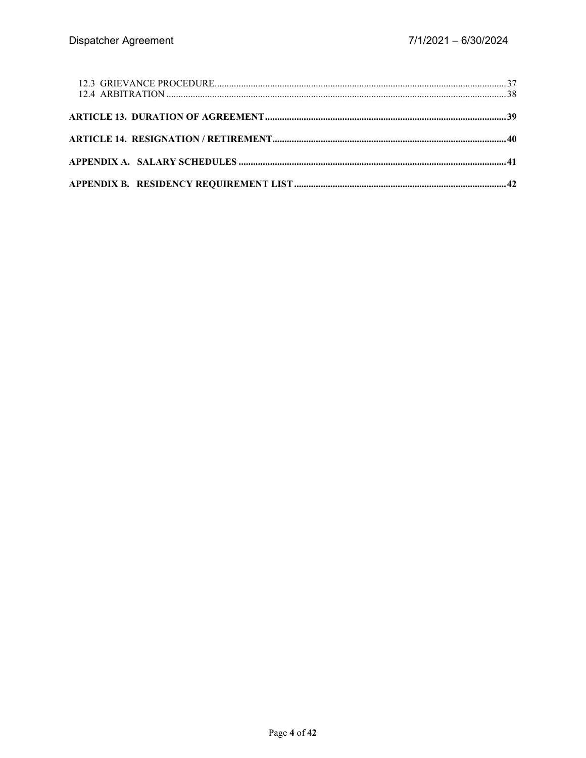12.3 GRIEVANCE PROCEDURE....37
12.4 ARBITRATION....38

**ARTICLE 13. DURATION OF AGREEMENT....39**

**ARTICLE 14. RESIGNATION / RETIREMENT....40**

**APPENDIX A. SALARY SCHEDULES....41**

**APPENDIX B. RESIDENCY REQUIREMENT LIST....42**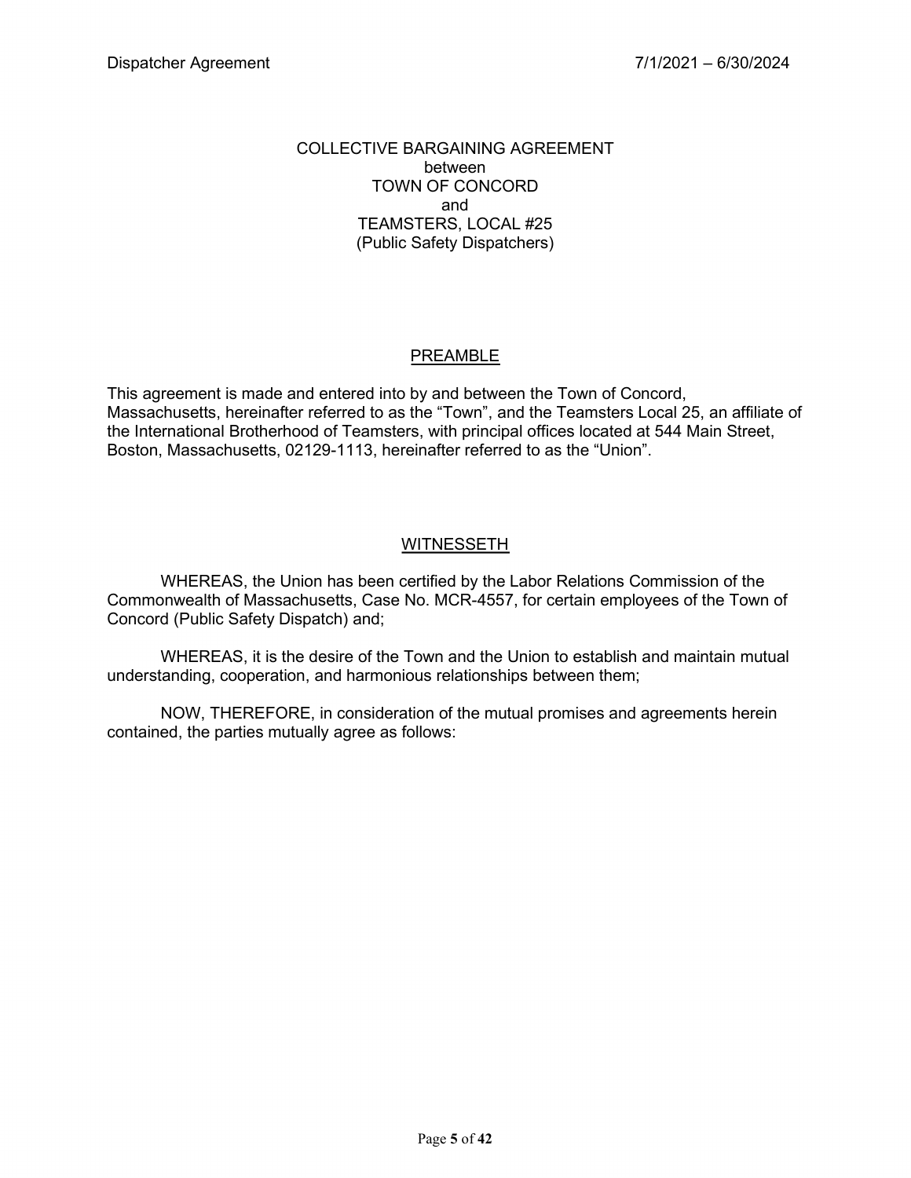COLLECTIVE BARGAINING AGREEMENT
between
TOWN OF CONCORD
and
TEAMSTERS, LOCAL #25
(Public Safety Dispatchers)

## PREAMBLE

This agreement is made and entered into by and between the Town of Concord, Massachusetts, hereinafter referred to as the "Town", and the Teamsters Local 25, an affiliate of the International Brotherhood of Teamsters, with principal offices located at 544 Main Street, Boston, Massachusetts, 02129-1113, hereinafter referred to as the "Union".

## WITNESSETH

WHEREAS, the Union has been certified by the Labor Relations Commission of the Commonwealth of Massachusetts, Case No. MCR-4557, for certain employees of the Town of Concord (Public Safety Dispatch) and;

WHEREAS, it is the desire of the Town and the Union to establish and maintain mutual understanding, cooperation, and harmonious relationships between them;

NOW, THEREFORE, in consideration of the mutual promises and agreements herein contained, the parties mutually agree as follows: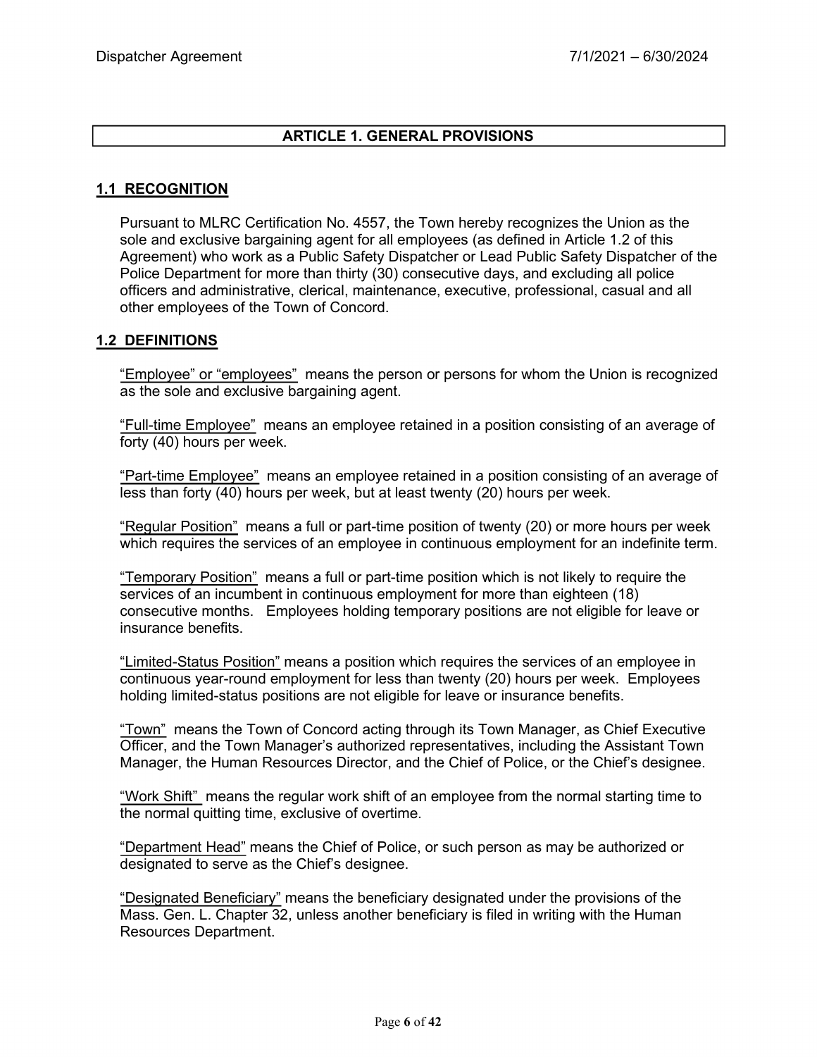# ARTICLE 1. GENERAL PROVISIONS

## 1.1 RECOGNITION

Pursuant to MLRC Certification No. 4557, the Town hereby recognizes the Union as the sole and exclusive bargaining agent for all employees (as defined in Article 1.2 of this Agreement) who work as a Public Safety Dispatcher or Lead Public Safety Dispatcher of the Police Department for more than thirty (30) consecutive days, and excluding all police officers and administrative, clerical, maintenance, executive, professional, casual and all other employees of the Town of Concord.

## 1.2 DEFINITIONS

<u>"Employee" or "employees"</u> means the person or persons for whom the Union is recognized as the sole and exclusive bargaining agent.

<u>"Full-time Employee"</u> means an employee retained in a position consisting of an average of forty (40) hours per week.

<u>"Part-time Employee"</u> means an employee retained in a position consisting of an average of less than forty (40) hours per week, but at least twenty (20) hours per week.

<u>"Regular Position"</u> means a full or part-time position of twenty (20) or more hours per week which requires the services of an employee in continuous employment for an indefinite term.

<u>"Temporary Position"</u> means a full or part-time position which is not likely to require the services of an incumbent in continuous employment for more than eighteen (18) consecutive months. Employees holding temporary positions are not eligible for leave or insurance benefits.

<u>"Limited-Status Position"</u> means a position which requires the services of an employee in continuous year-round employment for less than twenty (20) hours per week. Employees holding limited-status positions are not eligible for leave or insurance benefits.

<u>"Town"</u> means the Town of Concord acting through its Town Manager, as Chief Executive Officer, and the Town Manager's authorized representatives, including the Assistant Town Manager, the Human Resources Director, and the Chief of Police, or the Chief's designee.

<u>"Work Shift"</u> means the regular work shift of an employee from the normal starting time to the normal quitting time, exclusive of overtime.

<u>"Department Head"</u> means the Chief of Police, or such person as may be authorized or designated to serve as the Chief's designee.

<u>"Designated Beneficiary"</u> means the beneficiary designated under the provisions of the Mass. Gen. L. Chapter 32, unless another beneficiary is filed in writing with the Human Resources Department.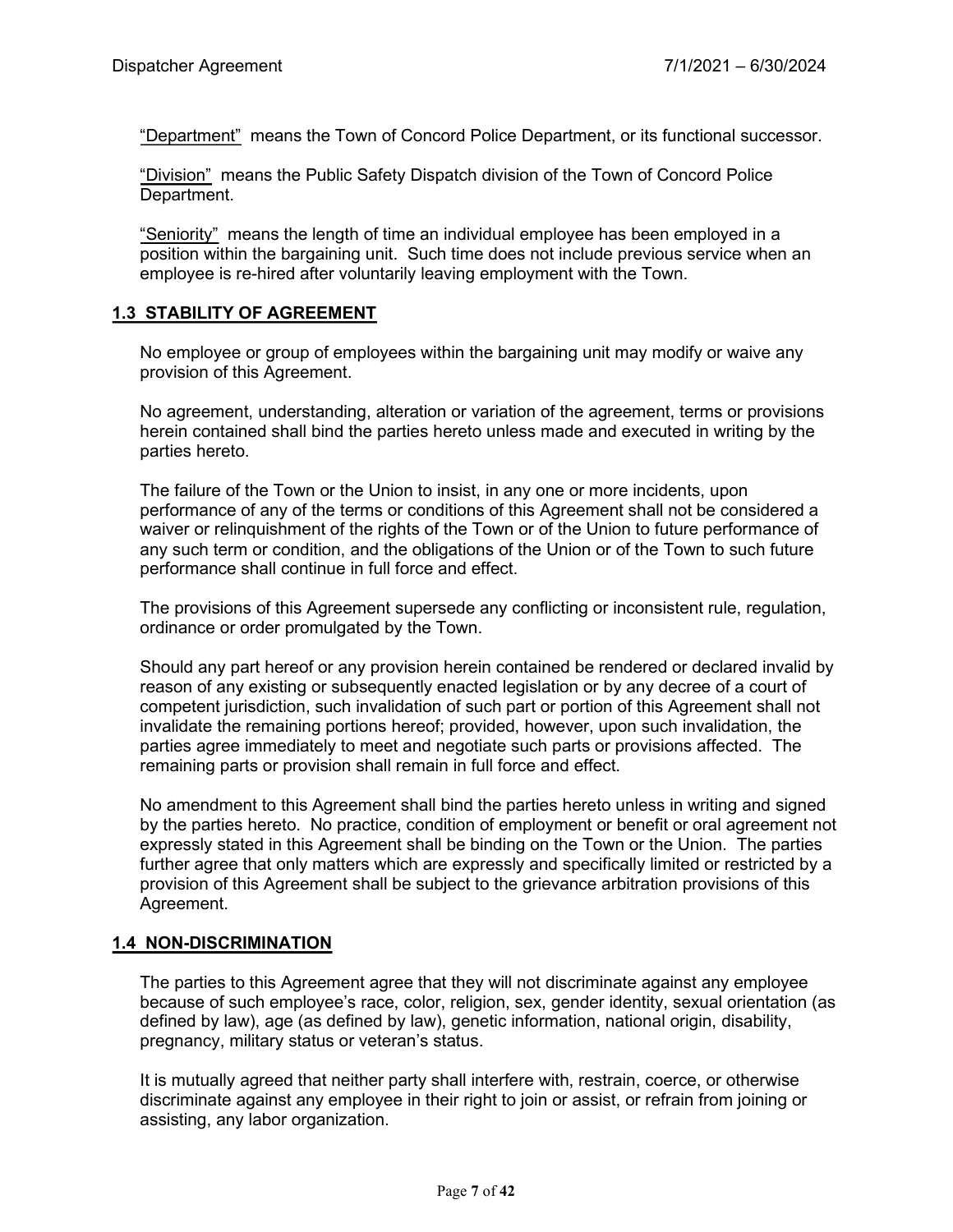<u>"Department"</u> means the Town of Concord Police Department, or its functional successor.

<u>"Division"</u> means the Public Safety Dispatch division of the Town of Concord Police Department.

<u>"Seniority"</u> means the length of time an individual employee has been employed in a position within the bargaining unit. Such time does not include previous service when an employee is re-hired after voluntarily leaving employment with the Town.

## 1.3 STABILITY OF AGREEMENT

No employee or group of employees within the bargaining unit may modify or waive any provision of this Agreement.

No agreement, understanding, alteration or variation of the agreement, terms or provisions herein contained shall bind the parties hereto unless made and executed in writing by the parties hereto.

The failure of the Town or the Union to insist, in any one or more incidents, upon performance of any of the terms or conditions of this Agreement shall not be considered a waiver or relinquishment of the rights of the Town or of the Union to future performance of any such term or condition, and the obligations of the Union or of the Town to such future performance shall continue in full force and effect.

The provisions of this Agreement supersede any conflicting or inconsistent rule, regulation, ordinance or order promulgated by the Town.

Should any part hereof or any provision herein contained be rendered or declared invalid by reason of any existing or subsequently enacted legislation or by any decree of a court of competent jurisdiction, such invalidation of such part or portion of this Agreement shall not invalidate the remaining portions hereof; provided, however, upon such invalidation, the parties agree immediately to meet and negotiate such parts or provisions affected. The remaining parts or provision shall remain in full force and effect.

No amendment to this Agreement shall bind the parties hereto unless in writing and signed by the parties hereto. No practice, condition of employment or benefit or oral agreement not expressly stated in this Agreement shall be binding on the Town or the Union. The parties further agree that only matters which are expressly and specifically limited or restricted by a provision of this Agreement shall be subject to the grievance arbitration provisions of this Agreement.

## 1.4 NON-DISCRIMINATION

The parties to this Agreement agree that they will not discriminate against any employee because of such employee's race, color, religion, sex, gender identity, sexual orientation (as defined by law), age (as defined by law), genetic information, national origin, disability, pregnancy, military status or veteran's status.

It is mutually agreed that neither party shall interfere with, restrain, coerce, or otherwise discriminate against any employee in their right to join or assist, or refrain from joining or assisting, any labor organization.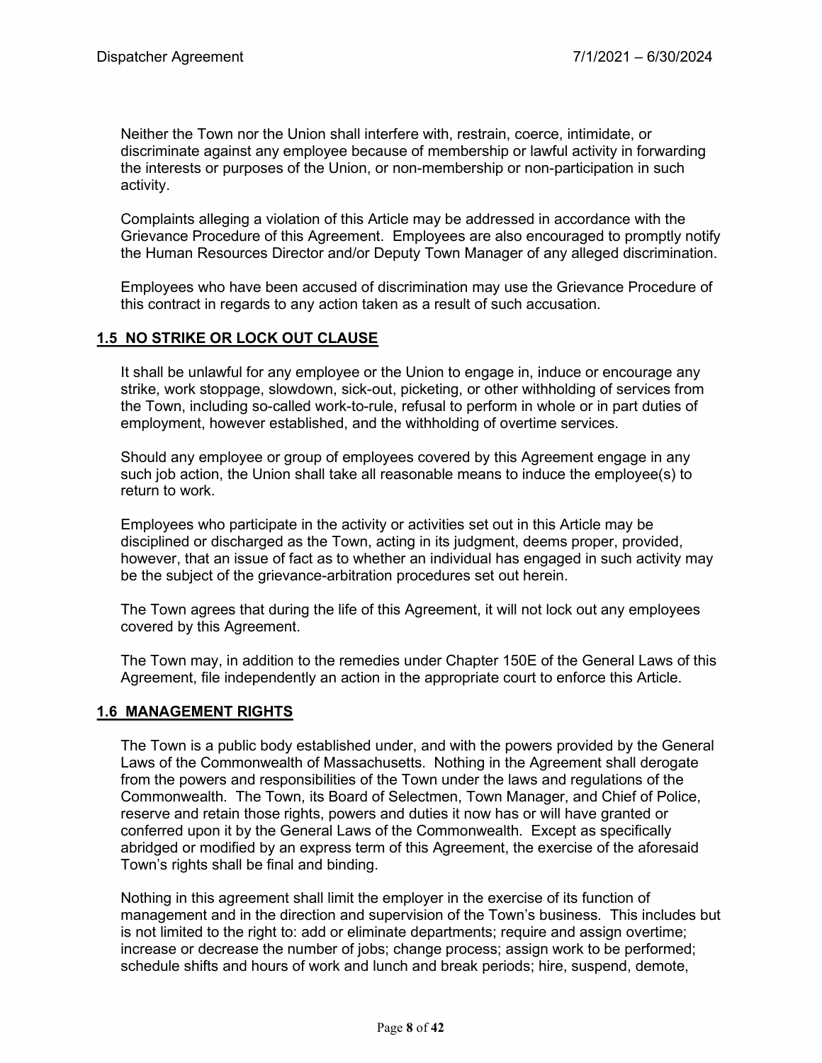Neither the Town nor the Union shall interfere with, restrain, coerce, intimidate, or discriminate against any employee because of membership or lawful activity in forwarding the interests or purposes of the Union, or non-membership or non-participation in such activity.

Complaints alleging a violation of this Article may be addressed in accordance with the Grievance Procedure of this Agreement. Employees are also encouraged to promptly notify the Human Resources Director and/or Deputy Town Manager of any alleged discrimination.

Employees who have been accused of discrimination may use the Grievance Procedure of this contract in regards to any action taken as a result of such accusation.

## 1.5 NO STRIKE OR LOCK OUT CLAUSE

It shall be unlawful for any employee or the Union to engage in, induce or encourage any strike, work stoppage, slowdown, sick-out, picketing, or other withholding of services from the Town, including so-called work-to-rule, refusal to perform in whole or in part duties of employment, however established, and the withholding of overtime services.

Should any employee or group of employees covered by this Agreement engage in any such job action, the Union shall take all reasonable means to induce the employee(s) to return to work.

Employees who participate in the activity or activities set out in this Article may be disciplined or discharged as the Town, acting in its judgment, deems proper, provided, however, that an issue of fact as to whether an individual has engaged in such activity may be the subject of the grievance-arbitration procedures set out herein.

The Town agrees that during the life of this Agreement, it will not lock out any employees covered by this Agreement.

The Town may, in addition to the remedies under Chapter 150E of the General Laws of this Agreement, file independently an action in the appropriate court to enforce this Article.

## 1.6 MANAGEMENT RIGHTS

The Town is a public body established under, and with the powers provided by the General Laws of the Commonwealth of Massachusetts. Nothing in the Agreement shall derogate from the powers and responsibilities of the Town under the laws and regulations of the Commonwealth. The Town, its Board of Selectmen, Town Manager, and Chief of Police, reserve and retain those rights, powers and duties it now has or will have granted or conferred upon it by the General Laws of the Commonwealth. Except as specifically abridged or modified by an express term of this Agreement, the exercise of the aforesaid Town's rights shall be final and binding.

Nothing in this agreement shall limit the employer in the exercise of its function of management and in the direction and supervision of the Town's business. This includes but is not limited to the right to: add or eliminate departments; require and assign overtime; increase or decrease the number of jobs; change process; assign work to be performed; schedule shifts and hours of work and lunch and break periods; hire, suspend, demote,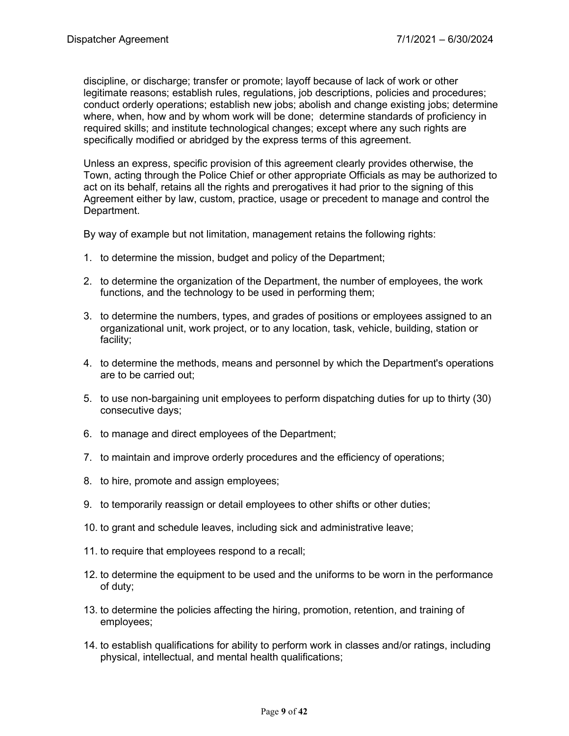discipline, or discharge; transfer or promote; layoff because of lack of work or other legitimate reasons; establish rules, regulations, job descriptions, policies and procedures; conduct orderly operations; establish new jobs; abolish and change existing jobs; determine where, when, how and by whom work will be done; determine standards of proficiency in required skills; and institute technological changes; except where any such rights are specifically modified or abridged by the express terms of this agreement.

Unless an express, specific provision of this agreement clearly provides otherwise, the Town, acting through the Police Chief or other appropriate Officials as may be authorized to act on its behalf, retains all the rights and prerogatives it had prior to the signing of this Agreement either by law, custom, practice, usage or precedent to manage and control the Department.

By way of example but not limitation, management retains the following rights:

1. to determine the mission, budget and policy of the Department;
2. to determine the organization of the Department, the number of employees, the work functions, and the technology to be used in performing them;
3. to determine the numbers, types, and grades of positions or employees assigned to an organizational unit, work project, or to any location, task, vehicle, building, station or facility;
4. to determine the methods, means and personnel by which the Department's operations are to be carried out;
5. to use non-bargaining unit employees to perform dispatching duties for up to thirty (30) consecutive days;
6. to manage and direct employees of the Department;
7. to maintain and improve orderly procedures and the efficiency of operations;
8. to hire, promote and assign employees;
9. to temporarily reassign or detail employees to other shifts or other duties;
10. to grant and schedule leaves, including sick and administrative leave;
11. to require that employees respond to a recall;
12. to determine the equipment to be used and the uniforms to be worn in the performance of duty;
13. to determine the policies affecting the hiring, promotion, retention, and training of employees;
14. to establish qualifications for ability to perform work in classes and/or ratings, including physical, intellectual, and mental health qualifications;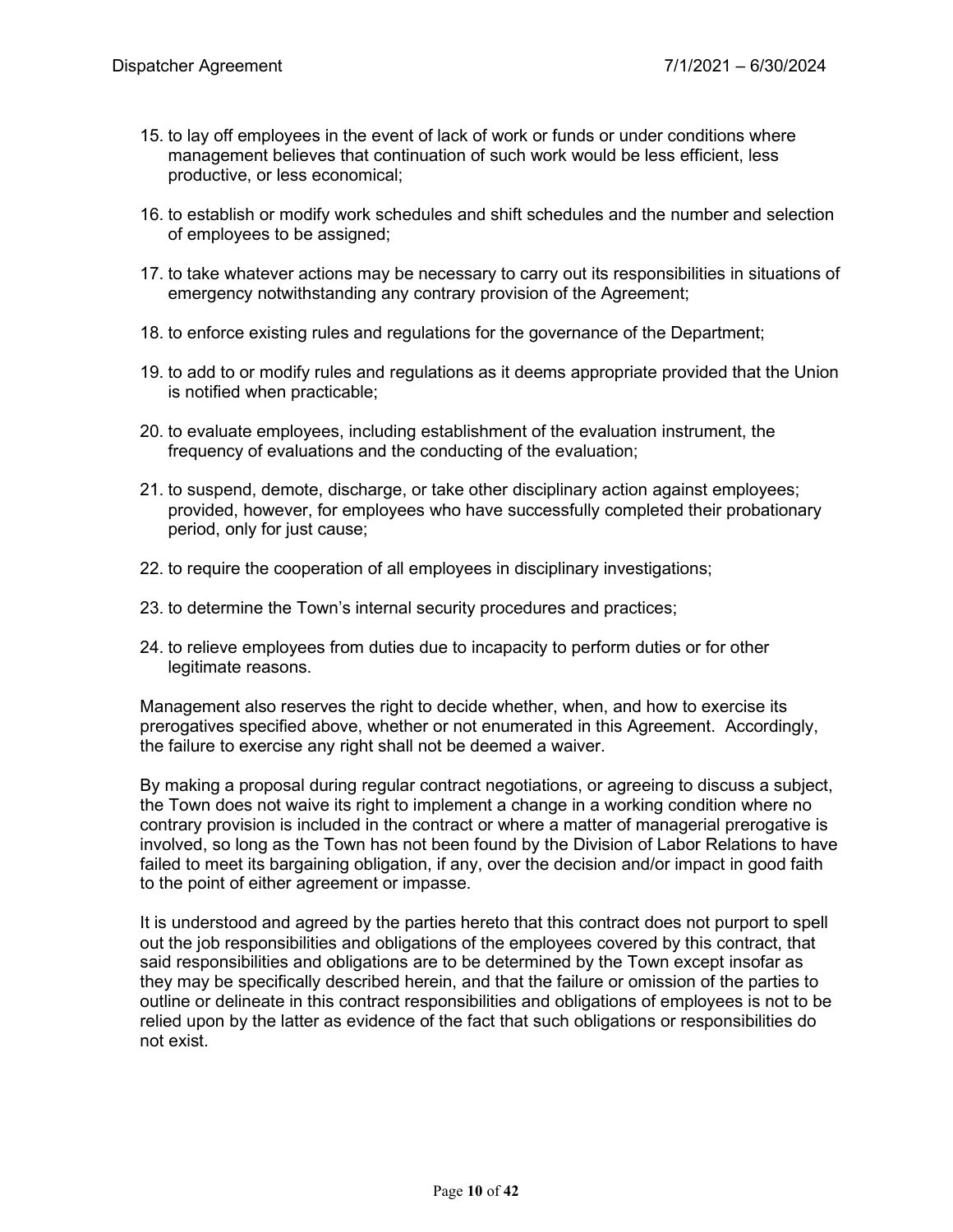15. to lay off employees in the event of lack of work or funds or under conditions where management believes that continuation of such work would be less efficient, less productive, or less economical;

16. to establish or modify work schedules and shift schedules and the number and selection of employees to be assigned;

17. to take whatever actions may be necessary to carry out its responsibilities in situations of emergency notwithstanding any contrary provision of the Agreement;

18. to enforce existing rules and regulations for the governance of the Department;

19. to add to or modify rules and regulations as it deems appropriate provided that the Union is notified when practicable;

20. to evaluate employees, including establishment of the evaluation instrument, the frequency of evaluations and the conducting of the evaluation;

21. to suspend, demote, discharge, or take other disciplinary action against employees; provided, however, for employees who have successfully completed their probationary period, only for just cause;

22. to require the cooperation of all employees in disciplinary investigations;

23. to determine the Town's internal security procedures and practices;

24. to relieve employees from duties due to incapacity to perform duties or for other legitimate reasons.

Management also reserves the right to decide whether, when, and how to exercise its prerogatives specified above, whether or not enumerated in this Agreement. Accordingly, the failure to exercise any right shall not be deemed a waiver.

By making a proposal during regular contract negotiations, or agreeing to discuss a subject, the Town does not waive its right to implement a change in a working condition where no contrary provision is included in the contract or where a matter of managerial prerogative is involved, so long as the Town has not been found by the Division of Labor Relations to have failed to meet its bargaining obligation, if any, over the decision and/or impact in good faith to the point of either agreement or impasse.

It is understood and agreed by the parties hereto that this contract does not purport to spell out the job responsibilities and obligations of the employees covered by this contract, that said responsibilities and obligations are to be determined by the Town except insofar as they may be specifically described herein, and that the failure or omission of the parties to outline or delineate in this contract responsibilities and obligations of employees is not to be relied upon by the latter as evidence of the fact that such obligations or responsibilities do not exist.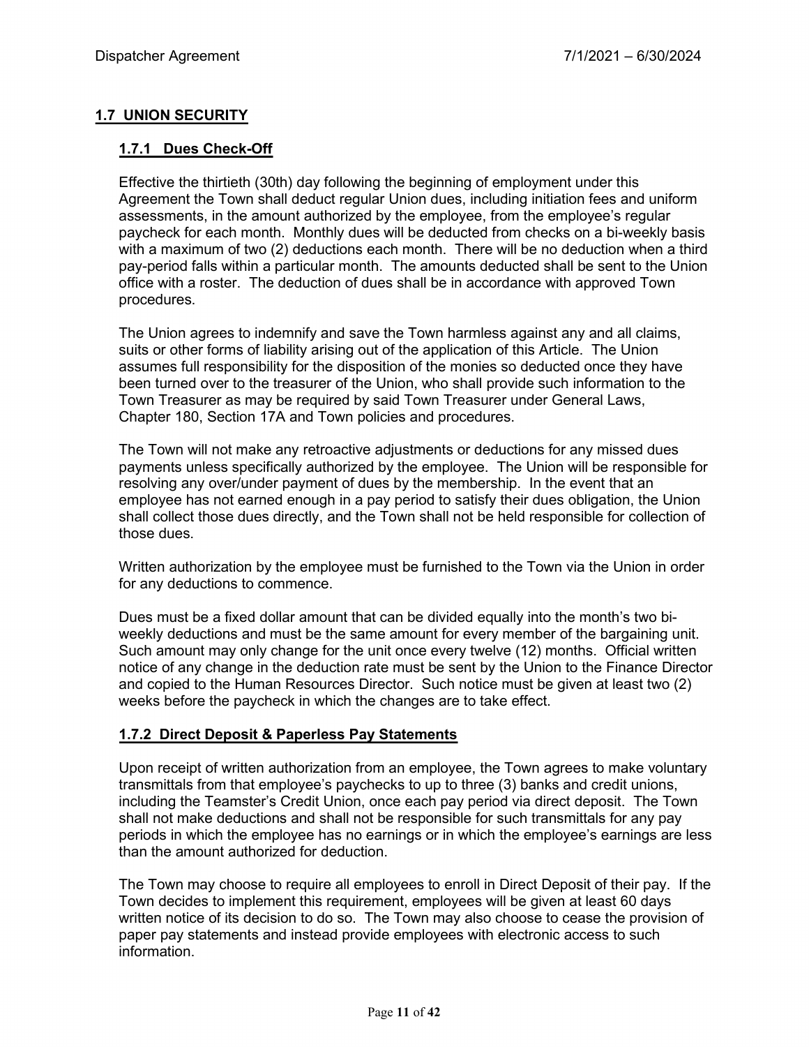## 1.7 UNION SECURITY

### 1.7.1 Dues Check-Off

Effective the thirtieth (30th) day following the beginning of employment under this Agreement the Town shall deduct regular Union dues, including initiation fees and uniform assessments, in the amount authorized by the employee, from the employee's regular paycheck for each month. Monthly dues will be deducted from checks on a bi-weekly basis with a maximum of two (2) deductions each month. There will be no deduction when a third pay-period falls within a particular month. The amounts deducted shall be sent to the Union office with a roster. The deduction of dues shall be in accordance with approved Town procedures.

The Union agrees to indemnify and save the Town harmless against any and all claims, suits or other forms of liability arising out of the application of this Article. The Union assumes full responsibility for the disposition of the monies so deducted once they have been turned over to the treasurer of the Union, who shall provide such information to the Town Treasurer as may be required by said Town Treasurer under General Laws, Chapter 180, Section 17A and Town policies and procedures.

The Town will not make any retroactive adjustments or deductions for any missed dues payments unless specifically authorized by the employee. The Union will be responsible for resolving any over/under payment of dues by the membership. In the event that an employee has not earned enough in a pay period to satisfy their dues obligation, the Union shall collect those dues directly, and the Town shall not be held responsible for collection of those dues.

Written authorization by the employee must be furnished to the Town via the Union in order for any deductions to commence.

Dues must be a fixed dollar amount that can be divided equally into the month's two bi-weekly deductions and must be the same amount for every member of the bargaining unit. Such amount may only change for the unit once every twelve (12) months. Official written notice of any change in the deduction rate must be sent by the Union to the Finance Director and copied to the Human Resources Director. Such notice must be given at least two (2) weeks before the paycheck in which the changes are to take effect.

### 1.7.2 Direct Deposit & Paperless Pay Statements

Upon receipt of written authorization from an employee, the Town agrees to make voluntary transmittals from that employee's paychecks to up to three (3) banks and credit unions, including the Teamster's Credit Union, once each pay period via direct deposit. The Town shall not make deductions and shall not be responsible for such transmittals for any pay periods in which the employee has no earnings or in which the employee's earnings are less than the amount authorized for deduction.

The Town may choose to require all employees to enroll in Direct Deposit of their pay. If the Town decides to implement this requirement, employees will be given at least 60 days written notice of its decision to do so. The Town may also choose to cease the provision of paper pay statements and instead provide employees with electronic access to such information.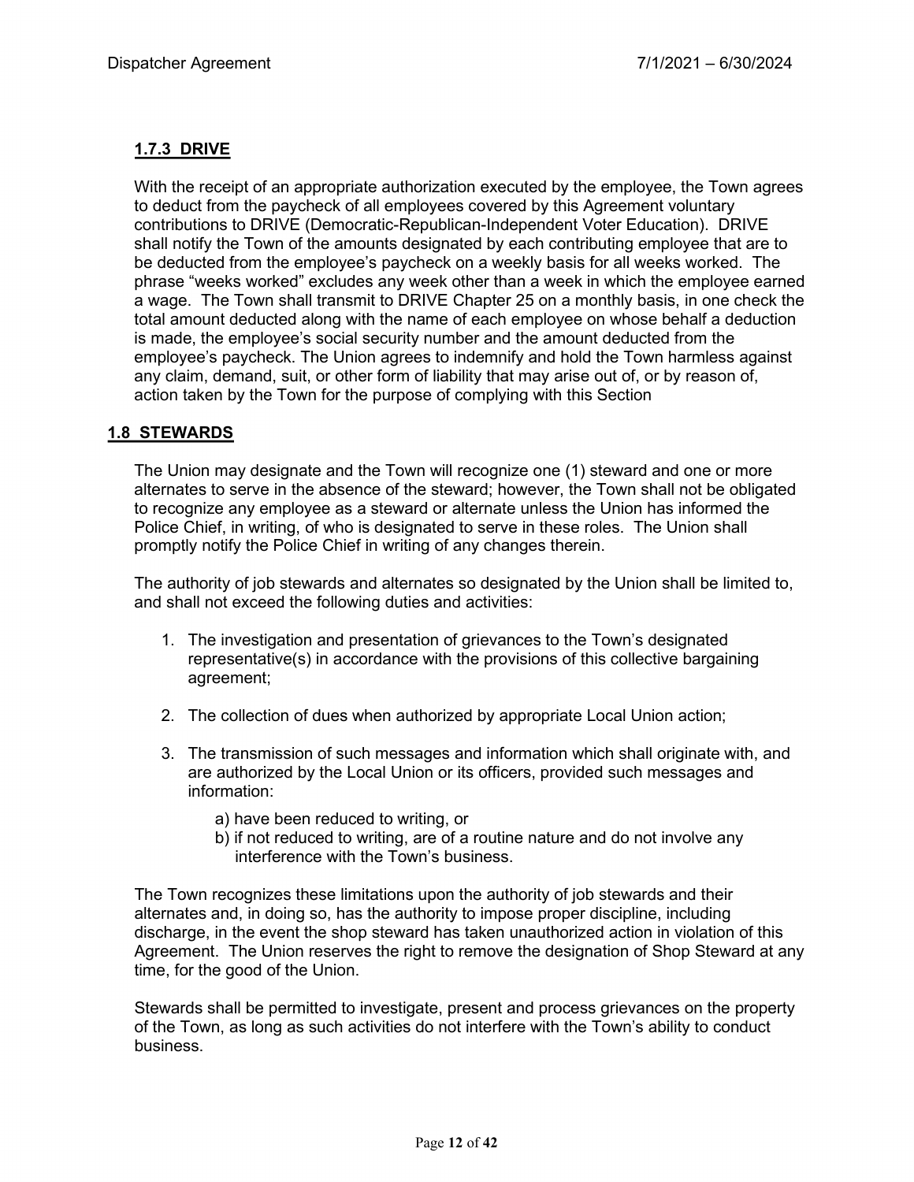### 1.7.3 DRIVE

With the receipt of an appropriate authorization executed by the employee, the Town agrees to deduct from the paycheck of all employees covered by this Agreement voluntary contributions to DRIVE (Democratic-Republican-Independent Voter Education). DRIVE shall notify the Town of the amounts designated by each contributing employee that are to be deducted from the employee's paycheck on a weekly basis for all weeks worked. The phrase "weeks worked" excludes any week other than a week in which the employee earned a wage. The Town shall transmit to DRIVE Chapter 25 on a monthly basis, in one check the total amount deducted along with the name of each employee on whose behalf a deduction is made, the employee's social security number and the amount deducted from the employee's paycheck. The Union agrees to indemnify and hold the Town harmless against any claim, demand, suit, or other form of liability that may arise out of, or by reason of, action taken by the Town for the purpose of complying with this Section

## 1.8 STEWARDS

The Union may designate and the Town will recognize one (1) steward and one or more alternates to serve in the absence of the steward; however, the Town shall not be obligated to recognize any employee as a steward or alternate unless the Union has informed the Police Chief, in writing, of who is designated to serve in these roles. The Union shall promptly notify the Police Chief in writing of any changes therein.

The authority of job stewards and alternates so designated by the Union shall be limited to, and shall not exceed the following duties and activities:

1. The investigation and presentation of grievances to the Town's designated representative(s) in accordance with the provisions of this collective bargaining agreement;
2. The collection of dues when authorized by appropriate Local Union action;
3. The transmission of such messages and information which shall originate with, and are authorized by the Local Union or its officers, provided such messages and information:
   a) have been reduced to writing, or
   b) if not reduced to writing, are of a routine nature and do not involve any interference with the Town's business.

The Town recognizes these limitations upon the authority of job stewards and their alternates and, in doing so, has the authority to impose proper discipline, including discharge, in the event the shop steward has taken unauthorized action in violation of this Agreement. The Union reserves the right to remove the designation of Shop Steward at any time, for the good of the Union.

Stewards shall be permitted to investigate, present and process grievances on the property of the Town, as long as such activities do not interfere with the Town's ability to conduct business.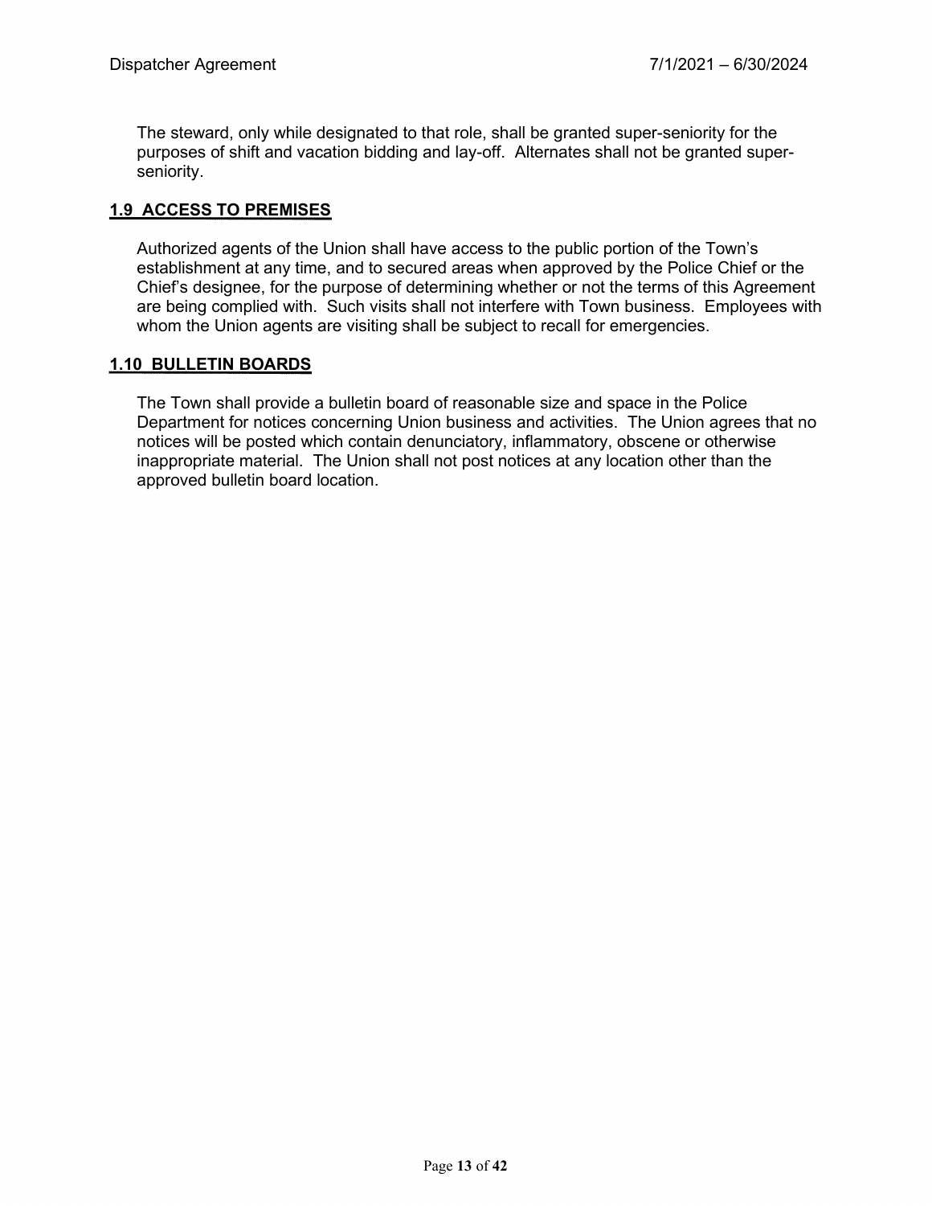The steward, only while designated to that role, shall be granted super-seniority for the purposes of shift and vacation bidding and lay-off. Alternates shall not be granted super-seniority.

## 1.9 ACCESS TO PREMISES

Authorized agents of the Union shall have access to the public portion of the Town's establishment at any time, and to secured areas when approved by the Police Chief or the Chief's designee, for the purpose of determining whether or not the terms of this Agreement are being complied with. Such visits shall not interfere with Town business. Employees with whom the Union agents are visiting shall be subject to recall for emergencies.

## 1.10 BULLETIN BOARDS

The Town shall provide a bulletin board of reasonable size and space in the Police Department for notices concerning Union business and activities. The Union agrees that no notices will be posted which contain denunciatory, inflammatory, obscene or otherwise inappropriate material. The Union shall not post notices at any location other than the approved bulletin board location.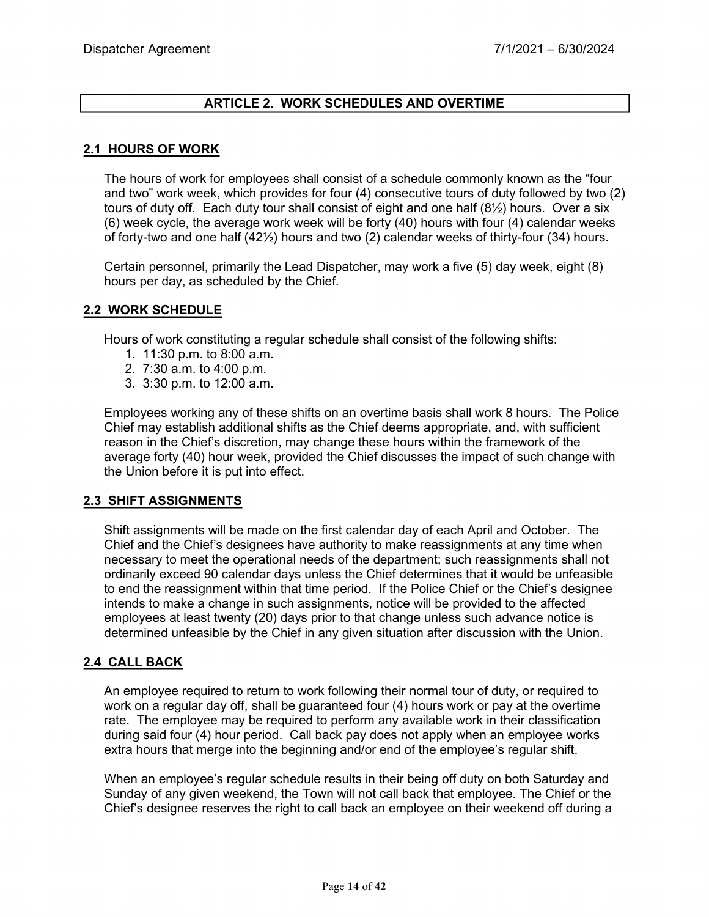## ARTICLE 2. WORK SCHEDULES AND OVERTIME

### 2.1 HOURS OF WORK

The hours of work for employees shall consist of a schedule commonly known as the “four and two” work week, which provides for four (4) consecutive tours of duty followed by two (2) tours of duty off. Each duty tour shall consist of eight and one half (8½) hours. Over a six (6) week cycle, the average work week will be forty (40) hours with four (4) calendar weeks of forty-two and one half (42½) hours and two (2) calendar weeks of thirty-four (34) hours.

Certain personnel, primarily the Lead Dispatcher, may work a five (5) day week, eight (8) hours per day, as scheduled by the Chief.

### 2.2 WORK SCHEDULE

Hours of work constituting a regular schedule shall consist of the following shifts:

1. 11:30 p.m. to 8:00 a.m.
2. 7:30 a.m. to 4:00 p.m.
3. 3:30 p.m. to 12:00 a.m.

Employees working any of these shifts on an overtime basis shall work 8 hours. The Police Chief may establish additional shifts as the Chief deems appropriate, and, with sufficient reason in the Chief’s discretion, may change these hours within the framework of the average forty (40) hour week, provided the Chief discusses the impact of such change with the Union before it is put into effect.

### 2.3 SHIFT ASSIGNMENTS

Shift assignments will be made on the first calendar day of each April and October. The Chief and the Chief’s designees have authority to make reassignments at any time when necessary to meet the operational needs of the department; such reassignments shall not ordinarily exceed 90 calendar days unless the Chief determines that it would be unfeasible to end the reassignment within that time period. If the Police Chief or the Chief’s designee intends to make a change in such assignments, notice will be provided to the affected employees at least twenty (20) days prior to that change unless such advance notice is determined unfeasible by the Chief in any given situation after discussion with the Union.

### 2.4 CALL BACK

An employee required to return to work following their normal tour of duty, or required to work on a regular day off, shall be guaranteed four (4) hours work or pay at the overtime rate. The employee may be required to perform any available work in their classification during said four (4) hour period. Call back pay does not apply when an employee works extra hours that merge into the beginning and/or end of the employee’s regular shift.

When an employee’s regular schedule results in their being off duty on both Saturday and Sunday of any given weekend, the Town will not call back that employee. The Chief or the Chief’s designee reserves the right to call back an employee on their weekend off during a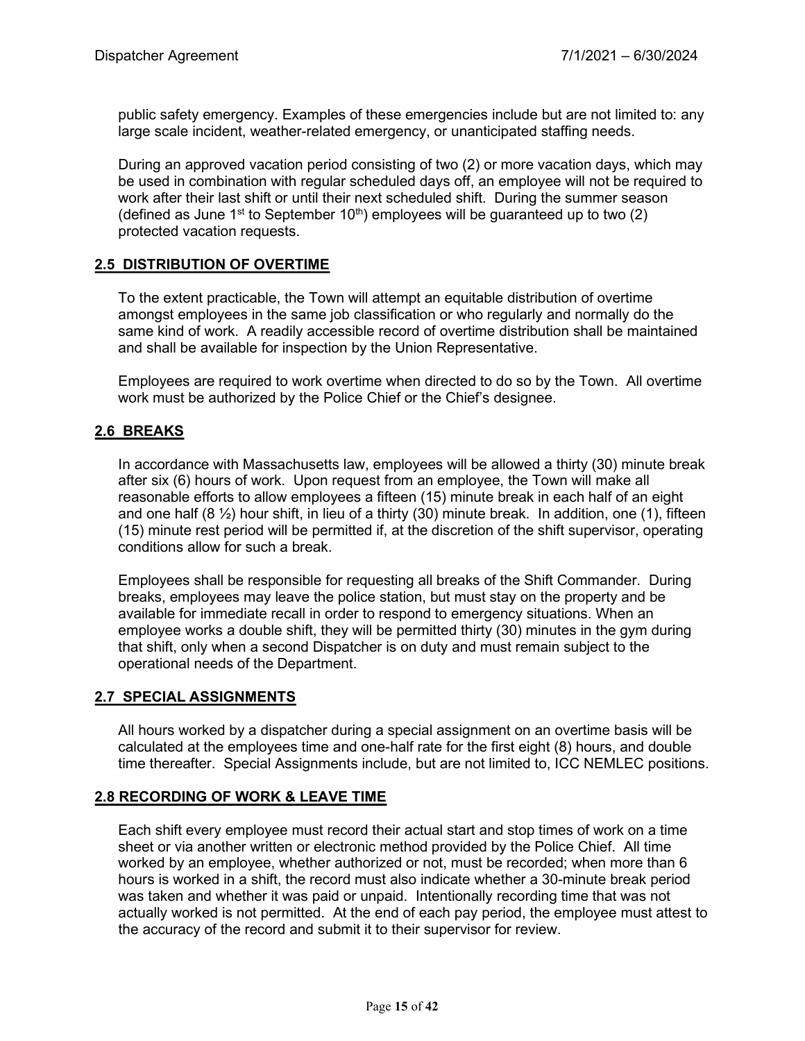public safety emergency. Examples of these emergencies include but are not limited to: any large scale incident, weather-related emergency, or unanticipated staffing needs.

During an approved vacation period consisting of two (2) or more vacation days, which may be used in combination with regular scheduled days off, an employee will not be required to work after their last shift or until their next scheduled shift. During the summer season (defined as June 1st to September 10th) employees will be guaranteed up to two (2) protected vacation requests.

## 2.5 DISTRIBUTION OF OVERTIME

To the extent practicable, the Town will attempt an equitable distribution of overtime amongst employees in the same job classification or who regularly and normally do the same kind of work. A readily accessible record of overtime distribution shall be maintained and shall be available for inspection by the Union Representative.

Employees are required to work overtime when directed to do so by the Town. All overtime work must be authorized by the Police Chief or the Chief's designee.

## 2.6 BREAKS

In accordance with Massachusetts law, employees will be allowed a thirty (30) minute break after six (6) hours of work. Upon request from an employee, the Town will make all reasonable efforts to allow employees a fifteen (15) minute break in each half of an eight and one half (8 ½) hour shift, in lieu of a thirty (30) minute break. In addition, one (1), fifteen (15) minute rest period will be permitted if, at the discretion of the shift supervisor, operating conditions allow for such a break.

Employees shall be responsible for requesting all breaks of the Shift Commander. During breaks, employees may leave the police station, but must stay on the property and be available for immediate recall in order to respond to emergency situations. When an employee works a double shift, they will be permitted thirty (30) minutes in the gym during that shift, only when a second Dispatcher is on duty and must remain subject to the operational needs of the Department.

## 2.7 SPECIAL ASSIGNMENTS

All hours worked by a dispatcher during a special assignment on an overtime basis will be calculated at the employees time and one-half rate for the first eight (8) hours, and double time thereafter. Special Assignments include, but are not limited to, ICC NEMLEC positions.

## 2.8 RECORDING OF WORK & LEAVE TIME

Each shift every employee must record their actual start and stop times of work on a time sheet or via another written or electronic method provided by the Police Chief. All time worked by an employee, whether authorized or not, must be recorded; when more than 6 hours is worked in a shift, the record must also indicate whether a 30-minute break period was taken and whether it was paid or unpaid. Intentionally recording time that was not actually worked is not permitted. At the end of each pay period, the employee must attest to the accuracy of the record and submit it to their supervisor for review.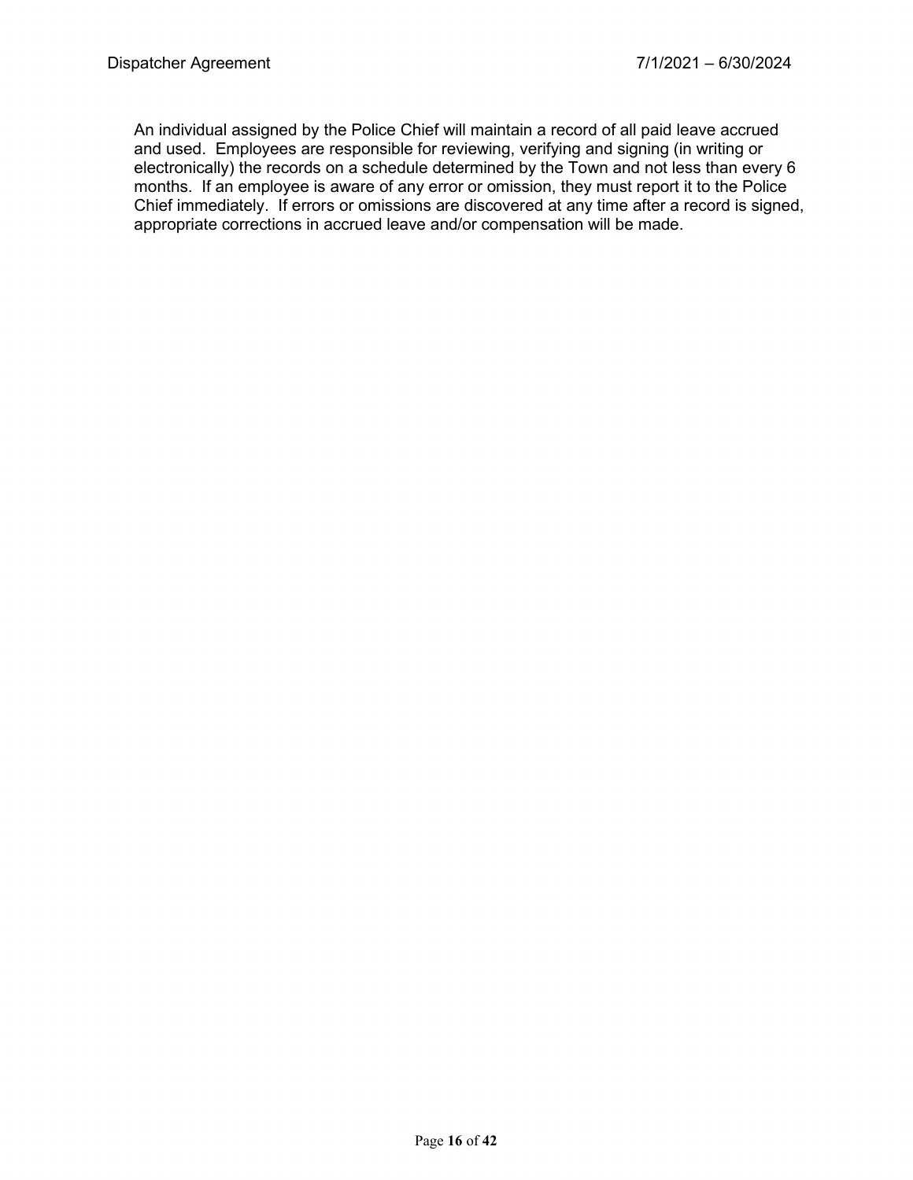An individual assigned by the Police Chief will maintain a record of all paid leave accrued and used. Employees are responsible for reviewing, verifying and signing (in writing or electronically) the records on a schedule determined by the Town and not less than every 6 months. If an employee is aware of any error or omission, they must report it to the Police Chief immediately. If errors or omissions are discovered at any time after a record is signed, appropriate corrections in accrued leave and/or compensation will be made.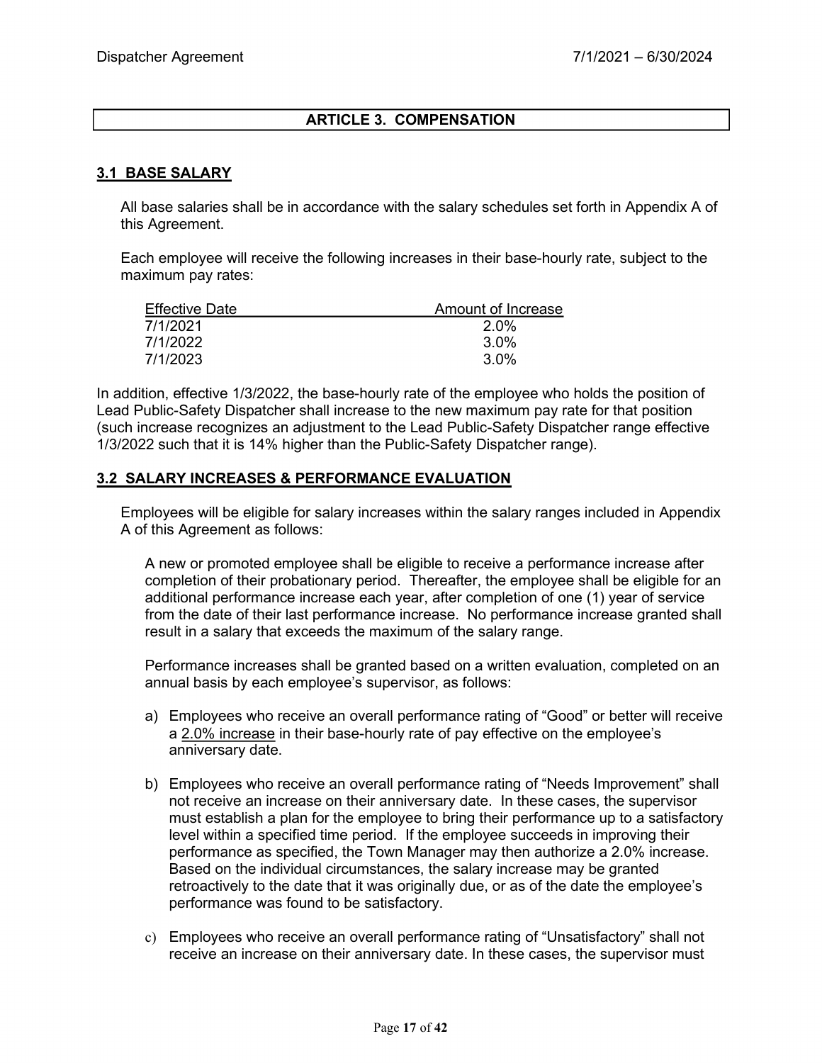## ARTICLE 3. COMPENSATION

### 3.1 BASE SALARY

All base salaries shall be in accordance with the salary schedules set forth in Appendix A of this Agreement.

Each employee will receive the following increases in their base-hourly rate, subject to the maximum pay rates:

| Effective Date | Amount of Increase |
|---|---|
| 7/1/2021 | 2.0% |
| 7/1/2022 | 3.0% |
| 7/1/2023 | 3.0% |

In addition, effective 1/3/2022, the base-hourly rate of the employee who holds the position of Lead Public-Safety Dispatcher shall increase to the new maximum pay rate for that position (such increase recognizes an adjustment to the Lead Public-Safety Dispatcher range effective 1/3/2022 such that it is 14% higher than the Public-Safety Dispatcher range).

### 3.2 SALARY INCREASES & PERFORMANCE EVALUATION

Employees will be eligible for salary increases within the salary ranges included in Appendix A of this Agreement as follows:

A new or promoted employee shall be eligible to receive a performance increase after completion of their probationary period. Thereafter, the employee shall be eligible for an additional performance increase each year, after completion of one (1) year of service from the date of their last performance increase. No performance increase granted shall result in a salary that exceeds the maximum of the salary range.

Performance increases shall be granted based on a written evaluation, completed on an annual basis by each employee's supervisor, as follows:

a) Employees who receive an overall performance rating of "Good" or better will receive a 2.0% increase in their base-hourly rate of pay effective on the employee's anniversary date.

b) Employees who receive an overall performance rating of "Needs Improvement" shall not receive an increase on their anniversary date. In these cases, the supervisor must establish a plan for the employee to bring their performance up to a satisfactory level within a specified time period. If the employee succeeds in improving their performance as specified, the Town Manager may then authorize a 2.0% increase. Based on the individual circumstances, the salary increase may be granted retroactively to the date that it was originally due, or as of the date the employee's performance was found to be satisfactory.

c) Employees who receive an overall performance rating of "Unsatisfactory" shall not receive an increase on their anniversary date. In these cases, the supervisor must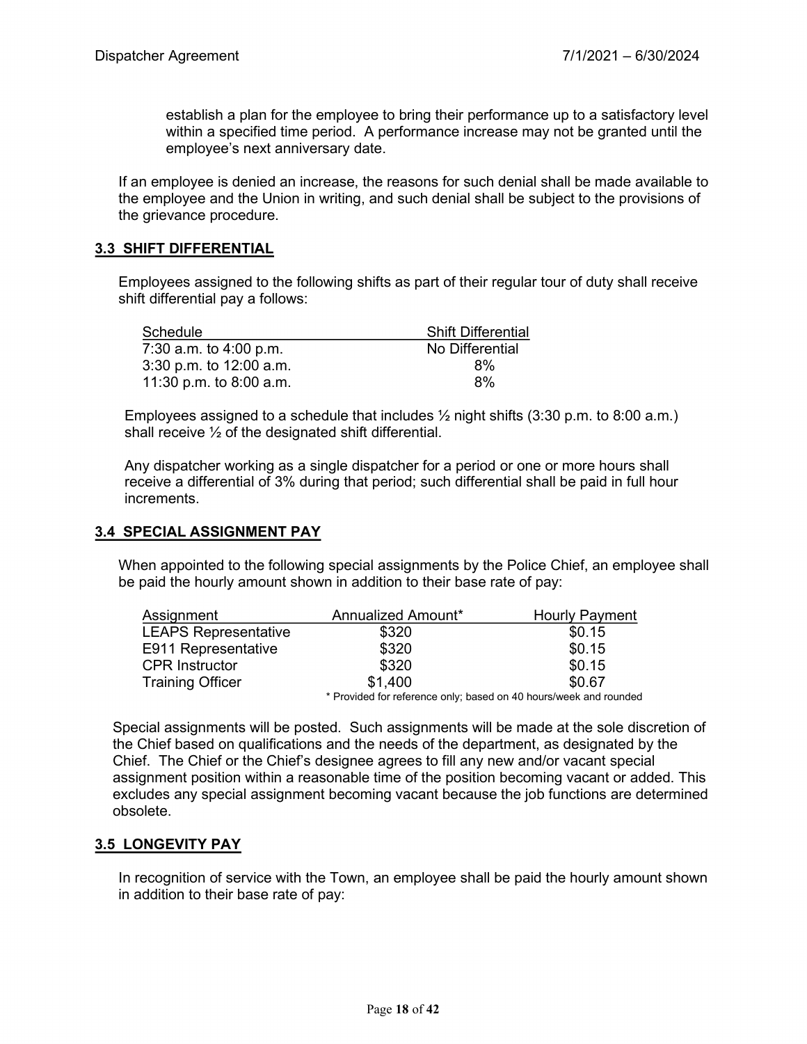establish a plan for the employee to bring their performance up to a satisfactory level within a specified time period. A performance increase may not be granted until the employee's next anniversary date.

If an employee is denied an increase, the reasons for such denial shall be made available to the employee and the Union in writing, and such denial shall be subject to the provisions of the grievance procedure.

## 3.3 SHIFT DIFFERENTIAL

Employees assigned to the following shifts as part of their regular tour of duty shall receive shift differential pay a follows:

| Schedule | Shift Differential |
|---|---|
| 7:30 a.m. to 4:00 p.m. | No Differential |
| 3:30 p.m. to 12:00 a.m. | 8% |
| 11:30 p.m. to 8:00 a.m. | 8% |

Employees assigned to a schedule that includes ½ night shifts (3:30 p.m. to 8:00 a.m.) shall receive ½ of the designated shift differential.

Any dispatcher working as a single dispatcher for a period or one or more hours shall receive a differential of 3% during that period; such differential shall be paid in full hour increments.

## 3.4 SPECIAL ASSIGNMENT PAY

When appointed to the following special assignments by the Police Chief, an employee shall be paid the hourly amount shown in addition to their base rate of pay:

| Assignment | Annualized Amount* | Hourly Payment |
|---|---|---|
| LEAPS Representative | $320 | $0.15 |
| E911 Representative | $320 | $0.15 |
| CPR Instructor | $320 | $0.15 |
| Training Officer | $1,400 | $0.67 |

* Provided for reference only; based on 40 hours/week and rounded

Special assignments will be posted. Such assignments will be made at the sole discretion of the Chief based on qualifications and the needs of the department, as designated by the Chief. The Chief or the Chief's designee agrees to fill any new and/or vacant special assignment position within a reasonable time of the position becoming vacant or added. This excludes any special assignment becoming vacant because the job functions are determined obsolete.

## 3.5 LONGEVITY PAY

In recognition of service with the Town, an employee shall be paid the hourly amount shown in addition to their base rate of pay: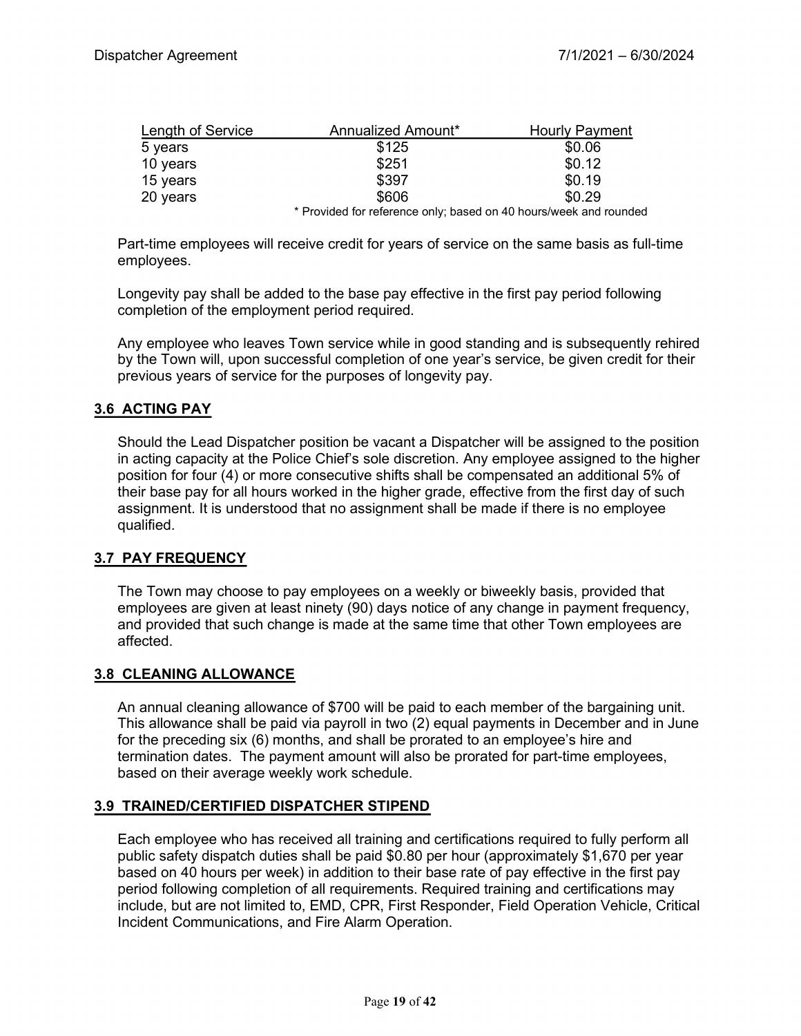| Length of Service | Annualized Amount* | Hourly Payment |
|---|---|---|
| 5 years | $125 | $0.06 |
| 10 years | $251 | $0.12 |
| 15 years | $397 | $0.19 |
| 20 years | $606 | $0.29 |

\* Provided for reference only; based on 40 hours/week and rounded

Part-time employees will receive credit for years of service on the same basis as full-time employees.

Longevity pay shall be added to the base pay effective in the first pay period following completion of the employment period required.

Any employee who leaves Town service while in good standing and is subsequently rehired by the Town will, upon successful completion of one year's service, be given credit for their previous years of service for the purposes of longevity pay.

## 3.6 ACTING PAY

Should the Lead Dispatcher position be vacant a Dispatcher will be assigned to the position in acting capacity at the Police Chief's sole discretion. Any employee assigned to the higher position for four (4) or more consecutive shifts shall be compensated an additional 5% of their base pay for all hours worked in the higher grade, effective from the first day of such assignment. It is understood that no assignment shall be made if there is no employee qualified.

## 3.7 PAY FREQUENCY

The Town may choose to pay employees on a weekly or biweekly basis, provided that employees are given at least ninety (90) days notice of any change in payment frequency, and provided that such change is made at the same time that other Town employees are affected.

## 3.8 CLEANING ALLOWANCE

An annual cleaning allowance of $700 will be paid to each member of the bargaining unit. This allowance shall be paid via payroll in two (2) equal payments in December and in June for the preceding six (6) months, and shall be prorated to an employee's hire and termination dates. The payment amount will also be prorated for part-time employees, based on their average weekly work schedule.

## 3.9 TRAINED/CERTIFIED DISPATCHER STIPEND

Each employee who has received all training and certifications required to fully perform all public safety dispatch duties shall be paid $0.80 per hour (approximately $1,670 per year based on 40 hours per week) in addition to their base rate of pay effective in the first pay period following completion of all requirements. Required training and certifications may include, but are not limited to, EMD, CPR, First Responder, Field Operation Vehicle, Critical Incident Communications, and Fire Alarm Operation.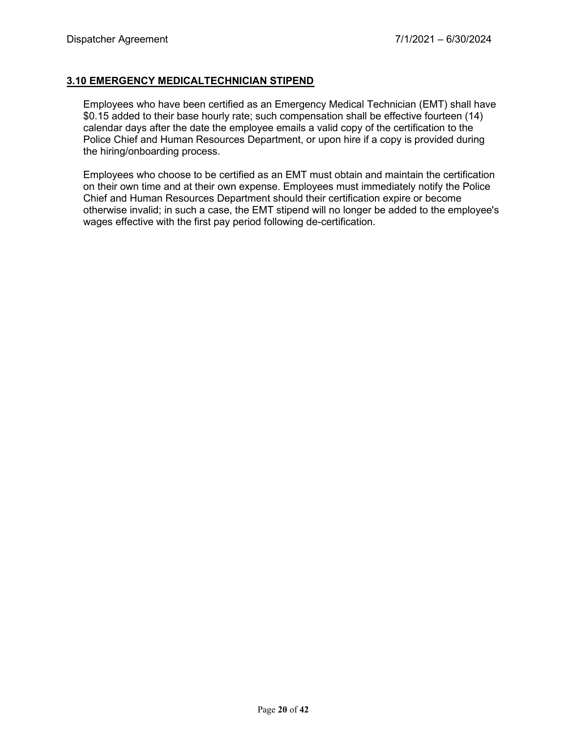## 3.10 EMERGENCY MEDICALTECHNICIAN STIPEND

Employees who have been certified as an Emergency Medical Technician (EMT) shall have $0.15 added to their base hourly rate; such compensation shall be effective fourteen (14) calendar days after the date the employee emails a valid copy of the certification to the Police Chief and Human Resources Department, or upon hire if a copy is provided during the hiring/onboarding process.

Employees who choose to be certified as an EMT must obtain and maintain the certification on their own time and at their own expense. Employees must immediately notify the Police Chief and Human Resources Department should their certification expire or become otherwise invalid; in such a case, the EMT stipend will no longer be added to the employee's wages effective with the first pay period following de-certification.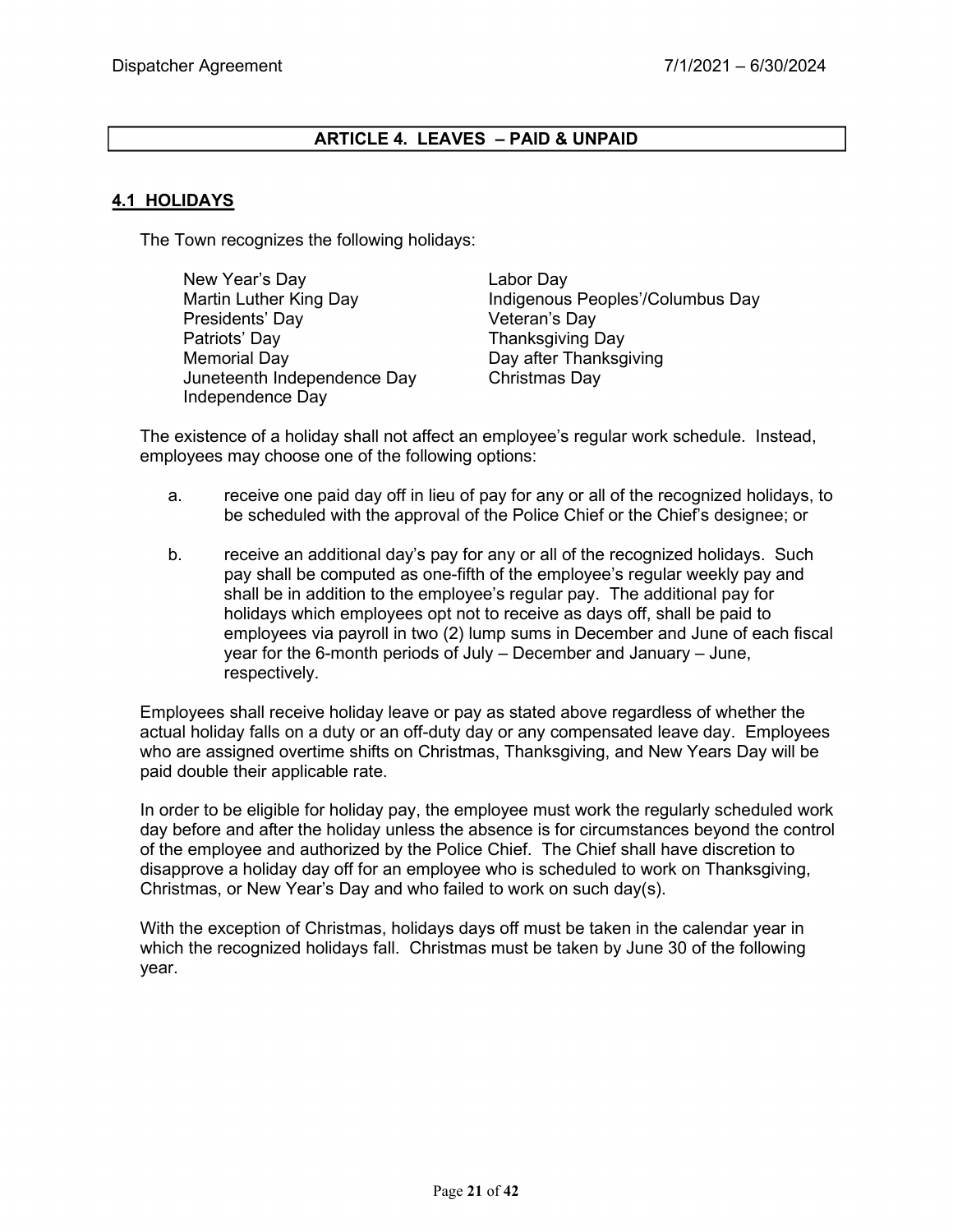## ARTICLE 4. LEAVES – PAID & UNPAID

### 4.1 HOLIDAYS

The Town recognizes the following holidays:

- New Year's Day
- Martin Luther King Day
- Presidents' Day
- Patriots' Day
- Memorial Day
- Juneteenth Independence Day
- Independence Day
- Labor Day
- Indigenous Peoples'/Columbus Day
- Veteran's Day
- Thanksgiving Day
- Day after Thanksgiving
- Christmas Day

The existence of a holiday shall not affect an employee's regular work schedule. Instead, employees may choose one of the following options:

a. receive one paid day off in lieu of pay for any or all of the recognized holidays, to be scheduled with the approval of the Police Chief or the Chief's designee; or

b. receive an additional day's pay for any or all of the recognized holidays. Such pay shall be computed as one-fifth of the employee's regular weekly pay and shall be in addition to the employee's regular pay. The additional pay for holidays which employees opt not to receive as days off, shall be paid to employees via payroll in two (2) lump sums in December and June of each fiscal year for the 6-month periods of July – December and January – June, respectively.

Employees shall receive holiday leave or pay as stated above regardless of whether the actual holiday falls on a duty or an off-duty day or any compensated leave day. Employees who are assigned overtime shifts on Christmas, Thanksgiving, and New Years Day will be paid double their applicable rate.

In order to be eligible for holiday pay, the employee must work the regularly scheduled work day before and after the holiday unless the absence is for circumstances beyond the control of the employee and authorized by the Police Chief. The Chief shall have discretion to disapprove a holiday day off for an employee who is scheduled to work on Thanksgiving, Christmas, or New Year's Day and who failed to work on such day(s).

With the exception of Christmas, holidays days off must be taken in the calendar year in which the recognized holidays fall. Christmas must be taken by June 30 of the following year.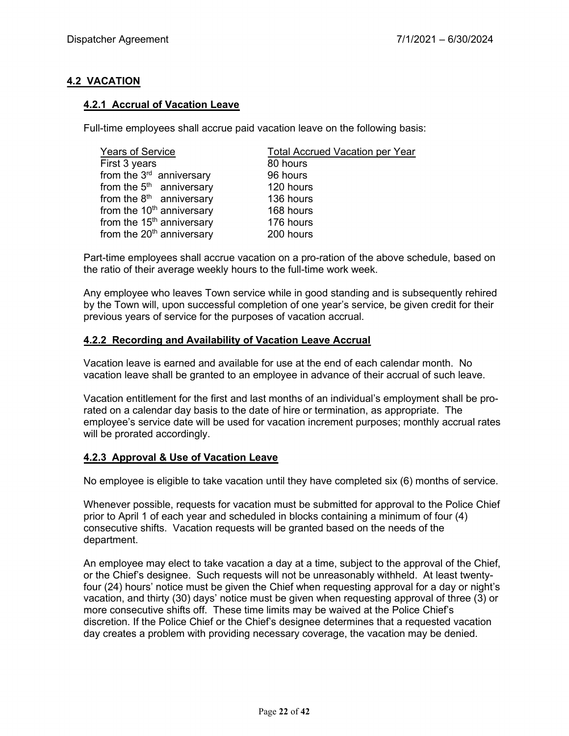## 4.2 VACATION

### 4.2.1 Accrual of Vacation Leave

Full-time employees shall accrue paid vacation leave on the following basis:

| Years of Service | Total Accrued Vacation per Year |
|---|---|
| First 3 years | 80 hours |
| from the 3rd anniversary | 96 hours |
| from the 5th anniversary | 120 hours |
| from the 8th anniversary | 136 hours |
| from the 10th anniversary | 168 hours |
| from the 15th anniversary | 176 hours |
| from the 20th anniversary | 200 hours |

Part-time employees shall accrue vacation on a pro-ration of the above schedule, based on the ratio of their average weekly hours to the full-time work week.

Any employee who leaves Town service while in good standing and is subsequently rehired by the Town will, upon successful completion of one year's service, be given credit for their previous years of service for the purposes of vacation accrual.

### 4.2.2 Recording and Availability of Vacation Leave Accrual

Vacation leave is earned and available for use at the end of each calendar month. No vacation leave shall be granted to an employee in advance of their accrual of such leave.

Vacation entitlement for the first and last months of an individual's employment shall be pro-rated on a calendar day basis to the date of hire or termination, as appropriate. The employee's service date will be used for vacation increment purposes; monthly accrual rates will be prorated accordingly.

### 4.2.3 Approval & Use of Vacation Leave

No employee is eligible to take vacation until they have completed six (6) months of service.

Whenever possible, requests for vacation must be submitted for approval to the Police Chief prior to April 1 of each year and scheduled in blocks containing a minimum of four (4) consecutive shifts. Vacation requests will be granted based on the needs of the department.

An employee may elect to take vacation a day at a time, subject to the approval of the Chief, or the Chief's designee. Such requests will not be unreasonably withheld. At least twenty-four (24) hours' notice must be given the Chief when requesting approval for a day or night's vacation, and thirty (30) days' notice must be given when requesting approval of three (3) or more consecutive shifts off. These time limits may be waived at the Police Chief's discretion. If the Police Chief or the Chief's designee determines that a requested vacation day creates a problem with providing necessary coverage, the vacation may be denied.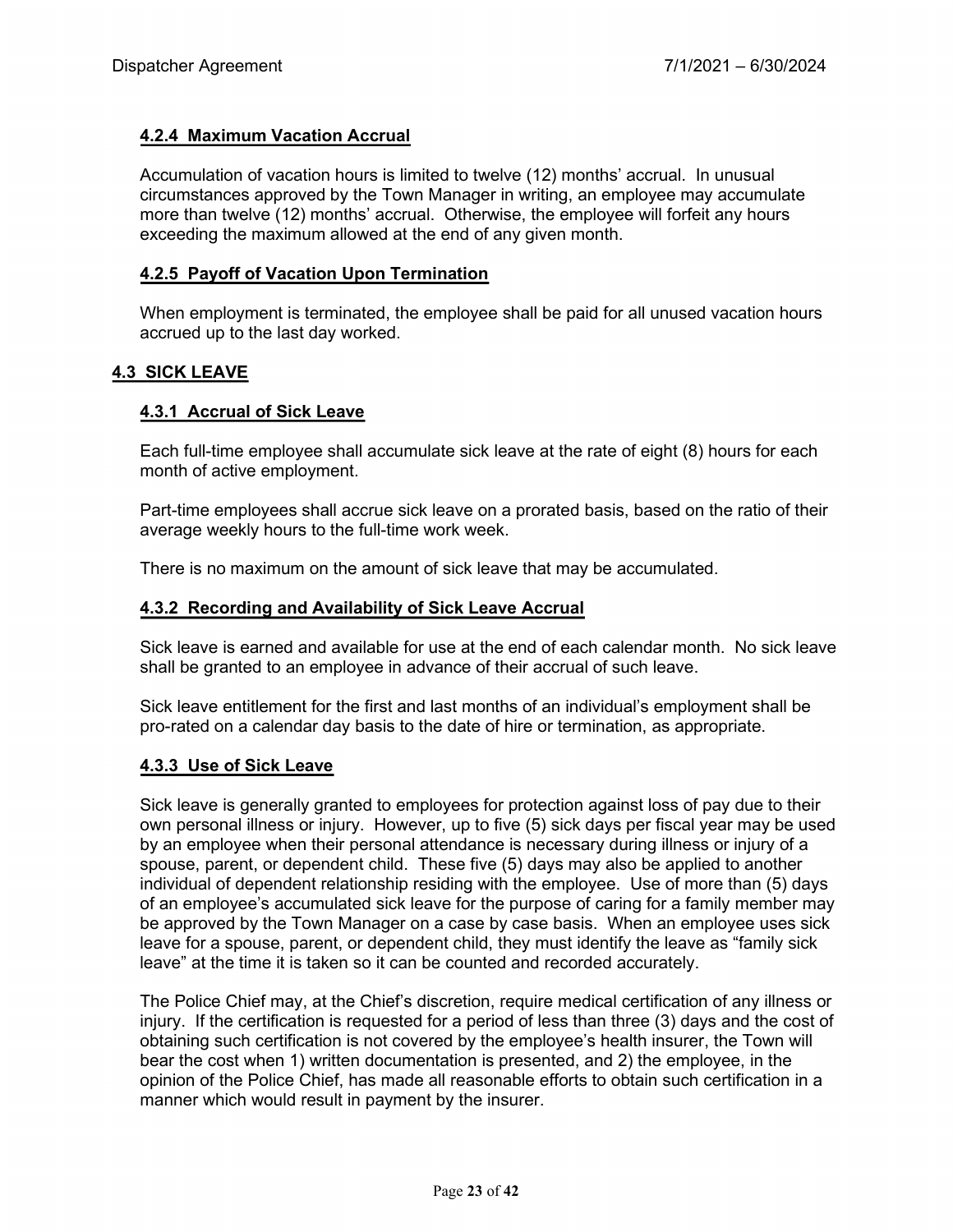#### 4.2.4 Maximum Vacation Accrual

Accumulation of vacation hours is limited to twelve (12) months' accrual. In unusual circumstances approved by the Town Manager in writing, an employee may accumulate more than twelve (12) months' accrual. Otherwise, the employee will forfeit any hours exceeding the maximum allowed at the end of any given month.

#### 4.2.5 Payoff of Vacation Upon Termination

When employment is terminated, the employee shall be paid for all unused vacation hours accrued up to the last day worked.

### 4.3 SICK LEAVE

#### 4.3.1 Accrual of Sick Leave

Each full-time employee shall accumulate sick leave at the rate of eight (8) hours for each month of active employment.

Part-time employees shall accrue sick leave on a prorated basis, based on the ratio of their average weekly hours to the full-time work week.

There is no maximum on the amount of sick leave that may be accumulated.

#### 4.3.2 Recording and Availability of Sick Leave Accrual

Sick leave is earned and available for use at the end of each calendar month. No sick leave shall be granted to an employee in advance of their accrual of such leave.

Sick leave entitlement for the first and last months of an individual's employment shall be pro-rated on a calendar day basis to the date of hire or termination, as appropriate.

#### 4.3.3 Use of Sick Leave

Sick leave is generally granted to employees for protection against loss of pay due to their own personal illness or injury. However, up to five (5) sick days per fiscal year may be used by an employee when their personal attendance is necessary during illness or injury of a spouse, parent, or dependent child. These five (5) days may also be applied to another individual of dependent relationship residing with the employee. Use of more than (5) days of an employee's accumulated sick leave for the purpose of caring for a family member may be approved by the Town Manager on a case by case basis. When an employee uses sick leave for a spouse, parent, or dependent child, they must identify the leave as "family sick leave" at the time it is taken so it can be counted and recorded accurately.

The Police Chief may, at the Chief's discretion, require medical certification of any illness or injury. If the certification is requested for a period of less than three (3) days and the cost of obtaining such certification is not covered by the employee's health insurer, the Town will bear the cost when 1) written documentation is presented, and 2) the employee, in the opinion of the Police Chief, has made all reasonable efforts to obtain such certification in a manner which would result in payment by the insurer.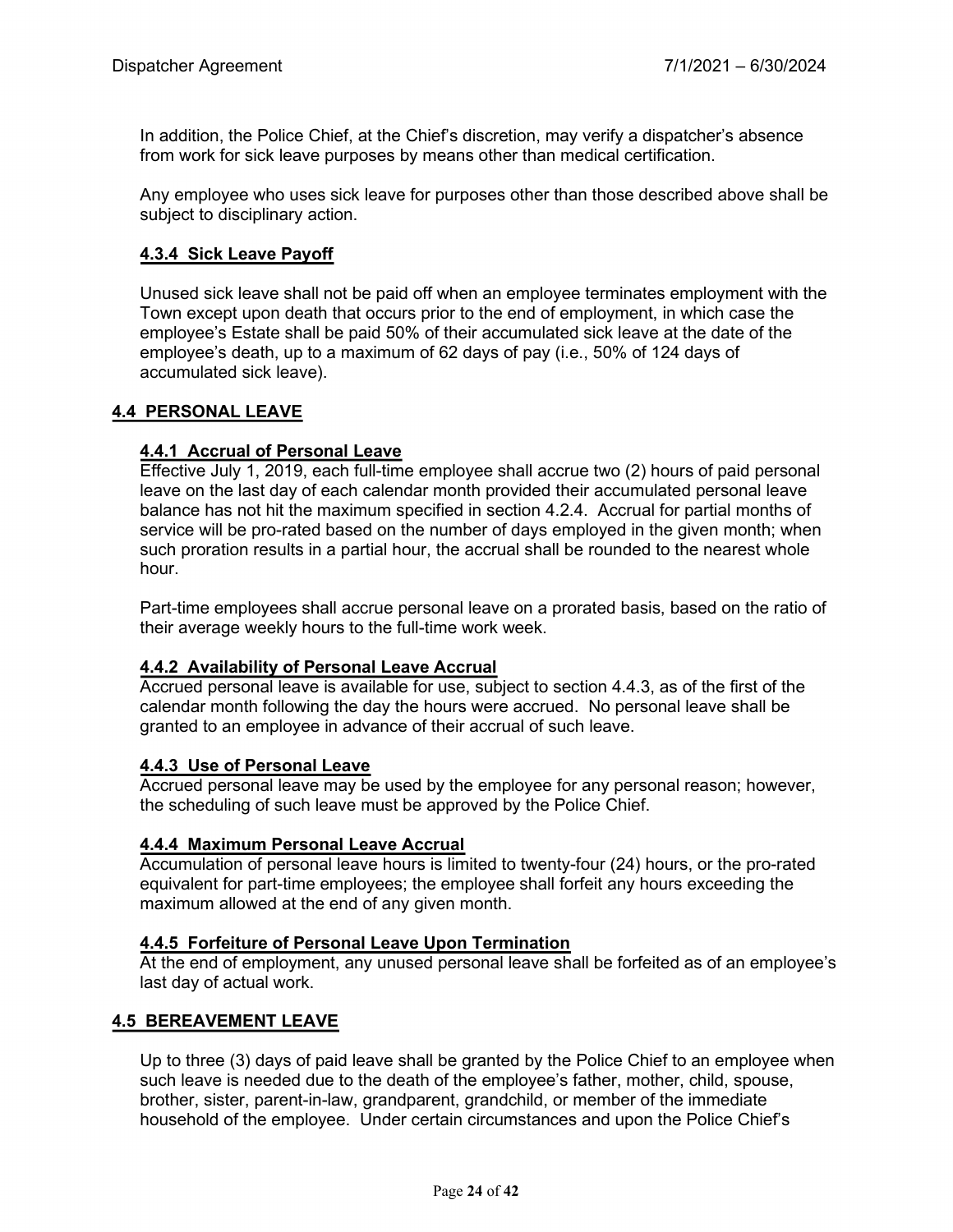In addition, the Police Chief, at the Chief's discretion, may verify a dispatcher's absence from work for sick leave purposes by means other than medical certification.

Any employee who uses sick leave for purposes other than those described above shall be subject to disciplinary action.

### 4.3.4 Sick Leave Payoff

Unused sick leave shall not be paid off when an employee terminates employment with the Town except upon death that occurs prior to the end of employment, in which case the employee's Estate shall be paid 50% of their accumulated sick leave at the date of the employee's death, up to a maximum of 62 days of pay (i.e., 50% of 124 days of accumulated sick leave).

## 4.4 PERSONAL LEAVE

### 4.4.1 Accrual of Personal Leave

Effective July 1, 2019, each full-time employee shall accrue two (2) hours of paid personal leave on the last day of each calendar month provided their accumulated personal leave balance has not hit the maximum specified in section 4.2.4. Accrual for partial months of service will be pro-rated based on the number of days employed in the given month; when such proration results in a partial hour, the accrual shall be rounded to the nearest whole hour.

Part-time employees shall accrue personal leave on a prorated basis, based on the ratio of their average weekly hours to the full-time work week.

### 4.4.2 Availability of Personal Leave Accrual

Accrued personal leave is available for use, subject to section 4.4.3, as of the first of the calendar month following the day the hours were accrued. No personal leave shall be granted to an employee in advance of their accrual of such leave.

### 4.4.3 Use of Personal Leave

Accrued personal leave may be used by the employee for any personal reason; however, the scheduling of such leave must be approved by the Police Chief.

### 4.4.4 Maximum Personal Leave Accrual

Accumulation of personal leave hours is limited to twenty-four (24) hours, or the pro-rated equivalent for part-time employees; the employee shall forfeit any hours exceeding the maximum allowed at the end of any given month.

### 4.4.5 Forfeiture of Personal Leave Upon Termination

At the end of employment, any unused personal leave shall be forfeited as of an employee's last day of actual work.

## 4.5 BEREAVEMENT LEAVE

Up to three (3) days of paid leave shall be granted by the Police Chief to an employee when such leave is needed due to the death of the employee's father, mother, child, spouse, brother, sister, parent-in-law, grandparent, grandchild, or member of the immediate household of the employee. Under certain circumstances and upon the Police Chief's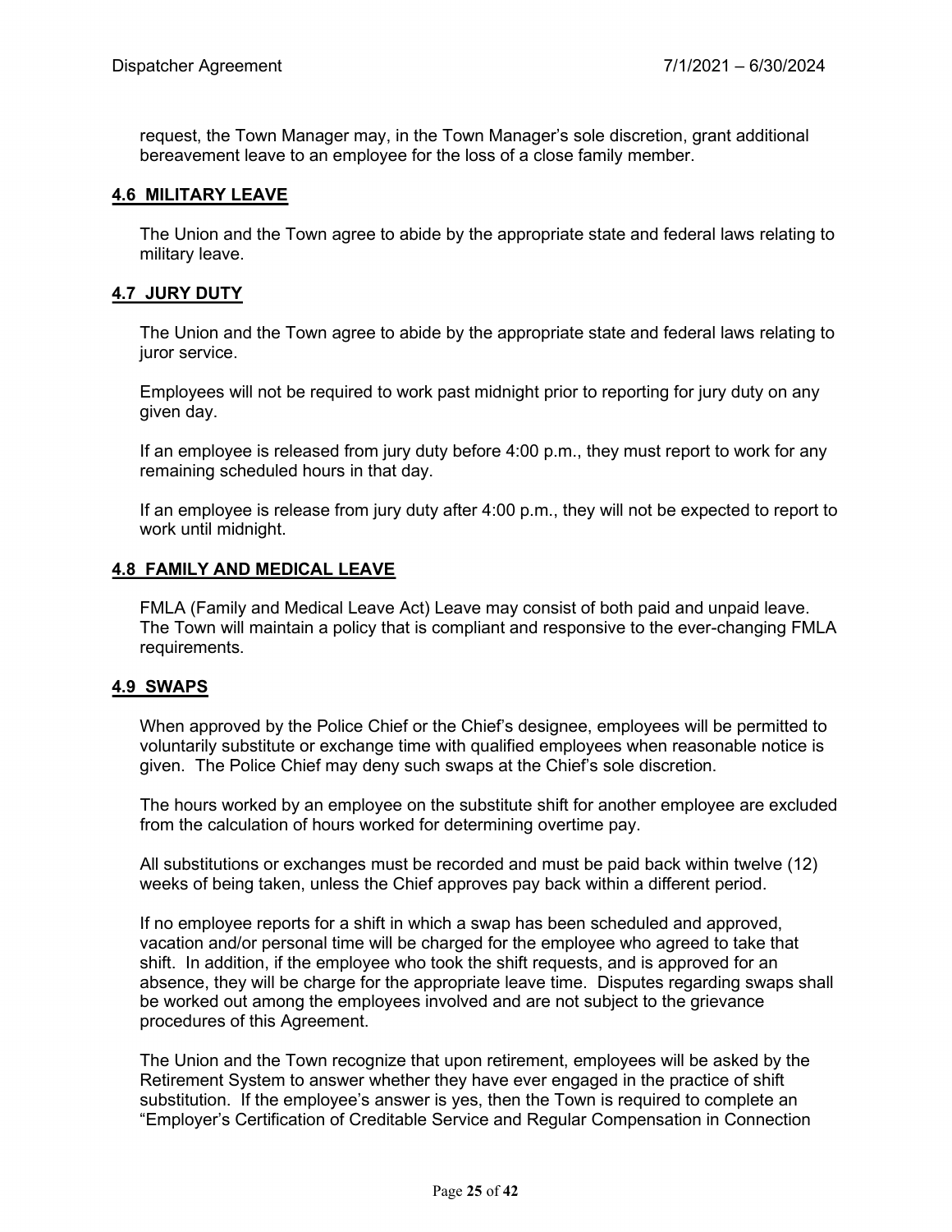request, the Town Manager may, in the Town Manager's sole discretion, grant additional bereavement leave to an employee for the loss of a close family member.

## 4.6 MILITARY LEAVE

The Union and the Town agree to abide by the appropriate state and federal laws relating to military leave.

## 4.7 JURY DUTY

The Union and the Town agree to abide by the appropriate state and federal laws relating to juror service.

Employees will not be required to work past midnight prior to reporting for jury duty on any given day.

If an employee is released from jury duty before 4:00 p.m., they must report to work for any remaining scheduled hours in that day.

If an employee is release from jury duty after 4:00 p.m., they will not be expected to report to work until midnight.

## 4.8 FAMILY AND MEDICAL LEAVE

FMLA (Family and Medical Leave Act) Leave may consist of both paid and unpaid leave. The Town will maintain a policy that is compliant and responsive to the ever-changing FMLA requirements.

## 4.9 SWAPS

When approved by the Police Chief or the Chief's designee, employees will be permitted to voluntarily substitute or exchange time with qualified employees when reasonable notice is given. The Police Chief may deny such swaps at the Chief's sole discretion.

The hours worked by an employee on the substitute shift for another employee are excluded from the calculation of hours worked for determining overtime pay.

All substitutions or exchanges must be recorded and must be paid back within twelve (12) weeks of being taken, unless the Chief approves pay back within a different period.

If no employee reports for a shift in which a swap has been scheduled and approved, vacation and/or personal time will be charged for the employee who agreed to take that shift. In addition, if the employee who took the shift requests, and is approved for an absence, they will be charge for the appropriate leave time. Disputes regarding swaps shall be worked out among the employees involved and are not subject to the grievance procedures of this Agreement.

The Union and the Town recognize that upon retirement, employees will be asked by the Retirement System to answer whether they have ever engaged in the practice of shift substitution. If the employee's answer is yes, then the Town is required to complete an "Employer's Certification of Creditable Service and Regular Compensation in Connection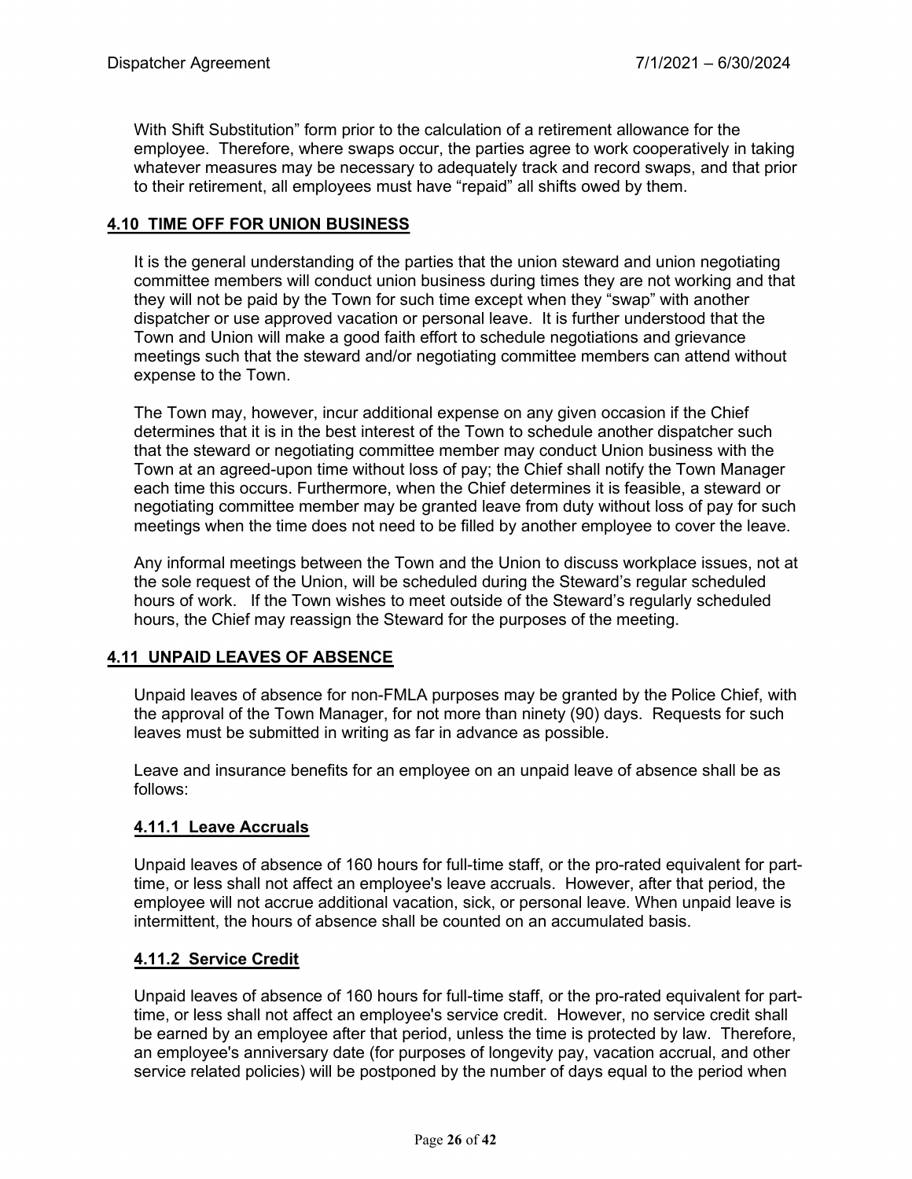With Shift Substitution" form prior to the calculation of a retirement allowance for the employee. Therefore, where swaps occur, the parties agree to work cooperatively in taking whatever measures may be necessary to adequately track and record swaps, and that prior to their retirement, all employees must have "repaid" all shifts owed by them.

## 4.10 TIME OFF FOR UNION BUSINESS

It is the general understanding of the parties that the union steward and union negotiating committee members will conduct union business during times they are not working and that they will not be paid by the Town for such time except when they "swap" with another dispatcher or use approved vacation or personal leave. It is further understood that the Town and Union will make a good faith effort to schedule negotiations and grievance meetings such that the steward and/or negotiating committee members can attend without expense to the Town.

The Town may, however, incur additional expense on any given occasion if the Chief determines that it is in the best interest of the Town to schedule another dispatcher such that the steward or negotiating committee member may conduct Union business with the Town at an agreed-upon time without loss of pay; the Chief shall notify the Town Manager each time this occurs. Furthermore, when the Chief determines it is feasible, a steward or negotiating committee member may be granted leave from duty without loss of pay for such meetings when the time does not need to be filled by another employee to cover the leave.

Any informal meetings between the Town and the Union to discuss workplace issues, not at the sole request of the Union, will be scheduled during the Steward's regular scheduled hours of work. If the Town wishes to meet outside of the Steward's regularly scheduled hours, the Chief may reassign the Steward for the purposes of the meeting.

## 4.11 UNPAID LEAVES OF ABSENCE

Unpaid leaves of absence for non-FMLA purposes may be granted by the Police Chief, with the approval of the Town Manager, for not more than ninety (90) days. Requests for such leaves must be submitted in writing as far in advance as possible.

Leave and insurance benefits for an employee on an unpaid leave of absence shall be as follows:

### 4.11.1 Leave Accruals

Unpaid leaves of absence of 160 hours for full-time staff, or the pro-rated equivalent for part-time, or less shall not affect an employee's leave accruals. However, after that period, the employee will not accrue additional vacation, sick, or personal leave. When unpaid leave is intermittent, the hours of absence shall be counted on an accumulated basis.

### 4.11.2 Service Credit

Unpaid leaves of absence of 160 hours for full-time staff, or the pro-rated equivalent for part-time, or less shall not affect an employee's service credit. However, no service credit shall be earned by an employee after that period, unless the time is protected by law. Therefore, an employee's anniversary date (for purposes of longevity pay, vacation accrual, and other service related policies) will be postponed by the number of days equal to the period when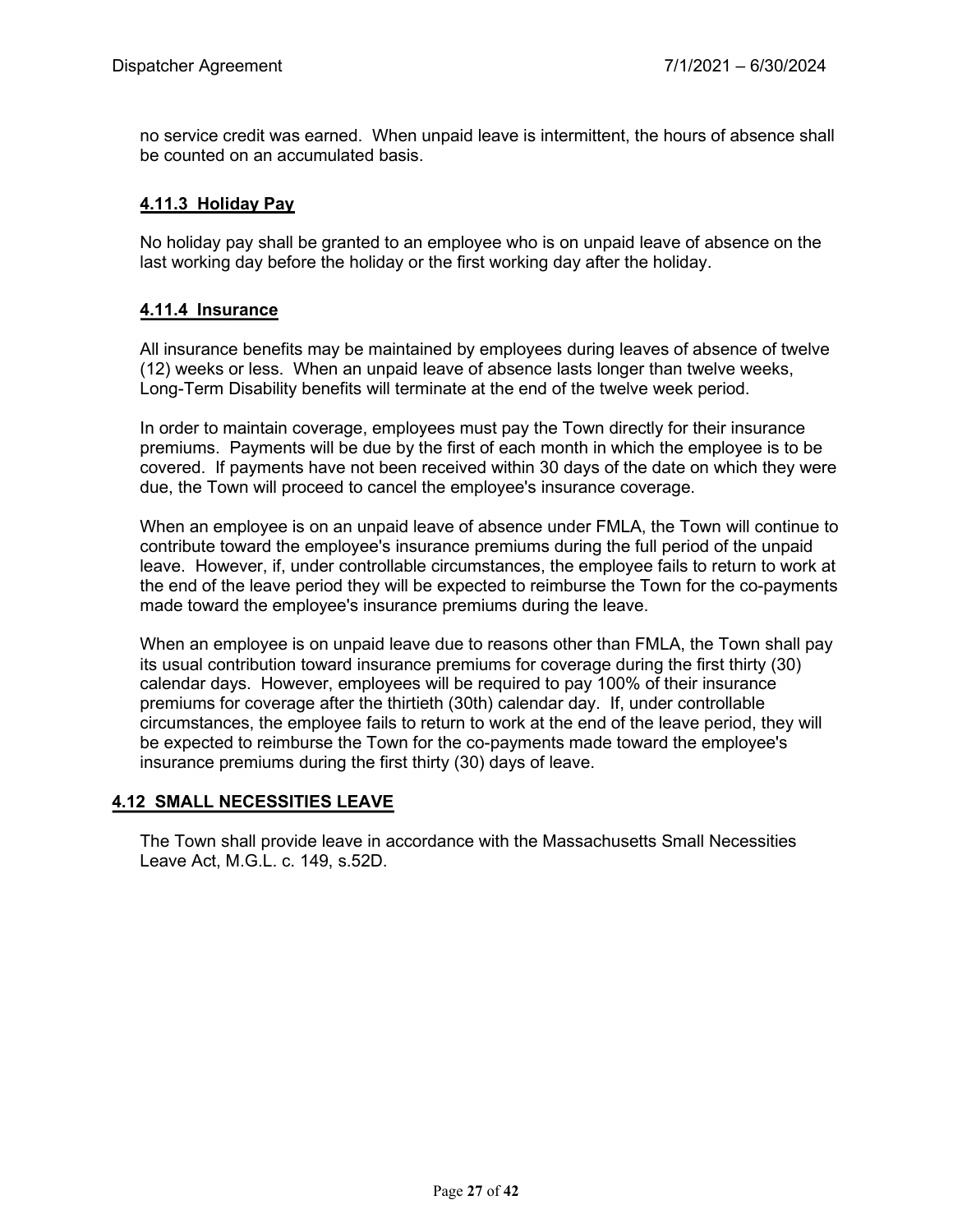no service credit was earned. When unpaid leave is intermittent, the hours of absence shall be counted on an accumulated basis.

#### 4.11.3 Holiday Pay

No holiday pay shall be granted to an employee who is on unpaid leave of absence on the last working day before the holiday or the first working day after the holiday.

#### 4.11.4 Insurance

All insurance benefits may be maintained by employees during leaves of absence of twelve (12) weeks or less. When an unpaid leave of absence lasts longer than twelve weeks, Long-Term Disability benefits will terminate at the end of the twelve week period.

In order to maintain coverage, employees must pay the Town directly for their insurance premiums. Payments will be due by the first of each month in which the employee is to be covered. If payments have not been received within 30 days of the date on which they were due, the Town will proceed to cancel the employee's insurance coverage.

When an employee is on an unpaid leave of absence under FMLA, the Town will continue to contribute toward the employee's insurance premiums during the full period of the unpaid leave. However, if, under controllable circumstances, the employee fails to return to work at the end of the leave period they will be expected to reimburse the Town for the co-payments made toward the employee's insurance premiums during the leave.

When an employee is on unpaid leave due to reasons other than FMLA, the Town shall pay its usual contribution toward insurance premiums for coverage during the first thirty (30) calendar days. However, employees will be required to pay 100% of their insurance premiums for coverage after the thirtieth (30th) calendar day. If, under controllable circumstances, the employee fails to return to work at the end of the leave period, they will be expected to reimburse the Town for the co-payments made toward the employee's insurance premiums during the first thirty (30) days of leave.

### 4.12 SMALL NECESSITIES LEAVE

The Town shall provide leave in accordance with the Massachusetts Small Necessities Leave Act, M.G.L. c. 149, s.52D.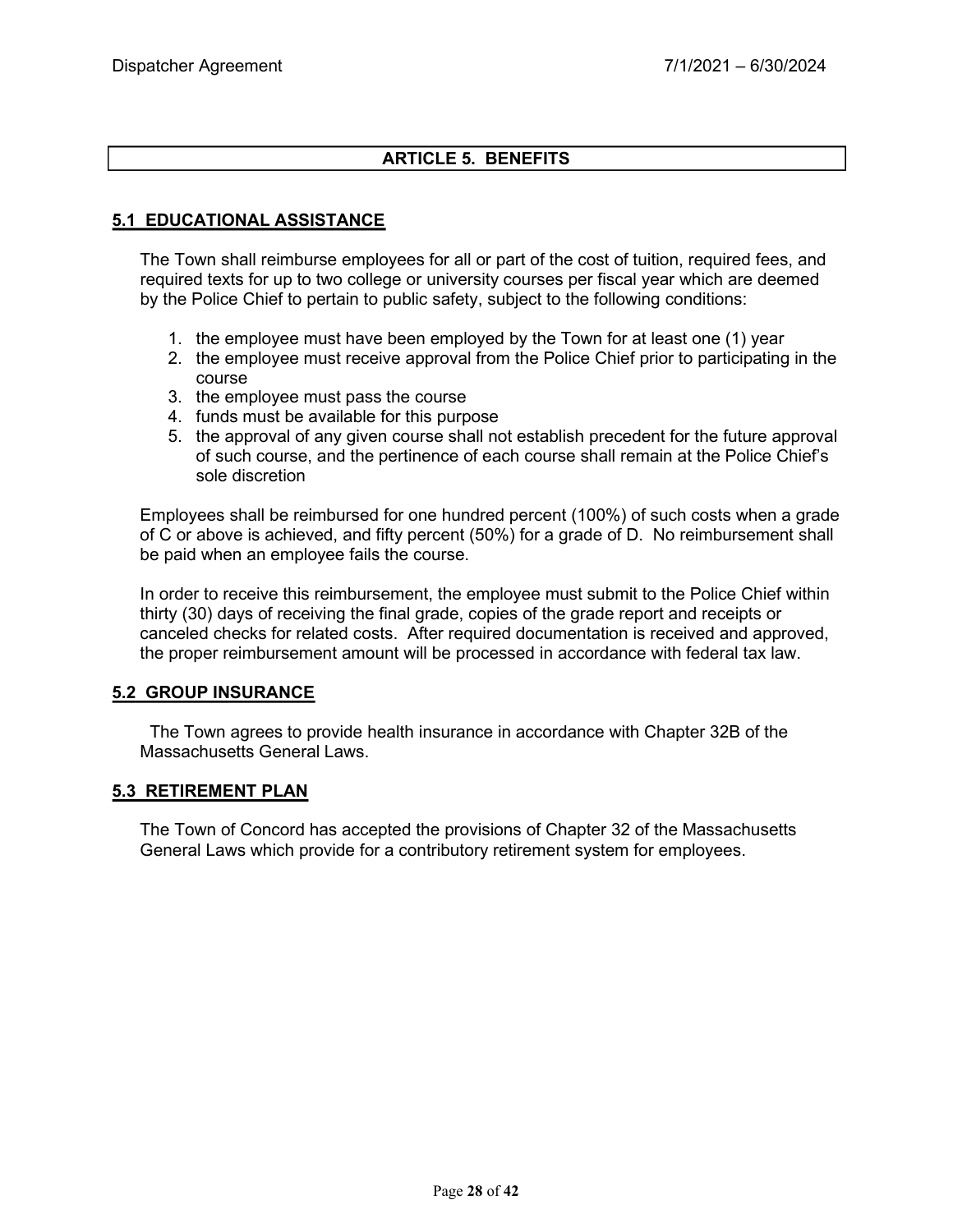## ARTICLE 5. BENEFITS

### 5.1 EDUCATIONAL ASSISTANCE

The Town shall reimburse employees for all or part of the cost of tuition, required fees, and required texts for up to two college or university courses per fiscal year which are deemed by the Police Chief to pertain to public safety, subject to the following conditions:

1. the employee must have been employed by the Town for at least one (1) year
2. the employee must receive approval from the Police Chief prior to participating in the course
3. the employee must pass the course
4. funds must be available for this purpose
5. the approval of any given course shall not establish precedent for the future approval of such course, and the pertinence of each course shall remain at the Police Chief's sole discretion

Employees shall be reimbursed for one hundred percent (100%) of such costs when a grade of C or above is achieved, and fifty percent (50%) for a grade of D. No reimbursement shall be paid when an employee fails the course.

In order to receive this reimbursement, the employee must submit to the Police Chief within thirty (30) days of receiving the final grade, copies of the grade report and receipts or canceled checks for related costs. After required documentation is received and approved, the proper reimbursement amount will be processed in accordance with federal tax law.

### 5.2 GROUP INSURANCE

The Town agrees to provide health insurance in accordance with Chapter 32B of the Massachusetts General Laws.

### 5.3 RETIREMENT PLAN

The Town of Concord has accepted the provisions of Chapter 32 of the Massachusetts General Laws which provide for a contributory retirement system for employees.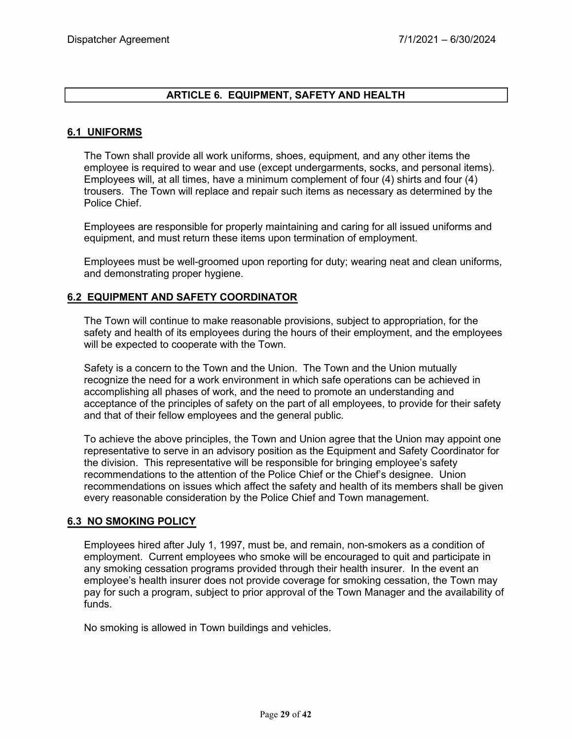# ARTICLE 6. EQUIPMENT, SAFETY AND HEALTH

## 6.1 UNIFORMS

The Town shall provide all work uniforms, shoes, equipment, and any other items the employee is required to wear and use (except undergarments, socks, and personal items). Employees will, at all times, have a minimum complement of four (4) shirts and four (4) trousers. The Town will replace and repair such items as necessary as determined by the Police Chief.

Employees are responsible for properly maintaining and caring for all issued uniforms and equipment, and must return these items upon termination of employment.

Employees must be well-groomed upon reporting for duty; wearing neat and clean uniforms, and demonstrating proper hygiene.

## 6.2 EQUIPMENT AND SAFETY COORDINATOR

The Town will continue to make reasonable provisions, subject to appropriation, for the safety and health of its employees during the hours of their employment, and the employees will be expected to cooperate with the Town.

Safety is a concern to the Town and the Union. The Town and the Union mutually recognize the need for a work environment in which safe operations can be achieved in accomplishing all phases of work, and the need to promote an understanding and acceptance of the principles of safety on the part of all employees, to provide for their safety and that of their fellow employees and the general public.

To achieve the above principles, the Town and Union agree that the Union may appoint one representative to serve in an advisory position as the Equipment and Safety Coordinator for the division. This representative will be responsible for bringing employee's safety recommendations to the attention of the Police Chief or the Chief's designee. Union recommendations on issues which affect the safety and health of its members shall be given every reasonable consideration by the Police Chief and Town management.

## 6.3 NO SMOKING POLICY

Employees hired after July 1, 1997, must be, and remain, non-smokers as a condition of employment. Current employees who smoke will be encouraged to quit and participate in any smoking cessation programs provided through their health insurer. In the event an employee's health insurer does not provide coverage for smoking cessation, the Town may pay for such a program, subject to prior approval of the Town Manager and the availability of funds.

No smoking is allowed in Town buildings and vehicles.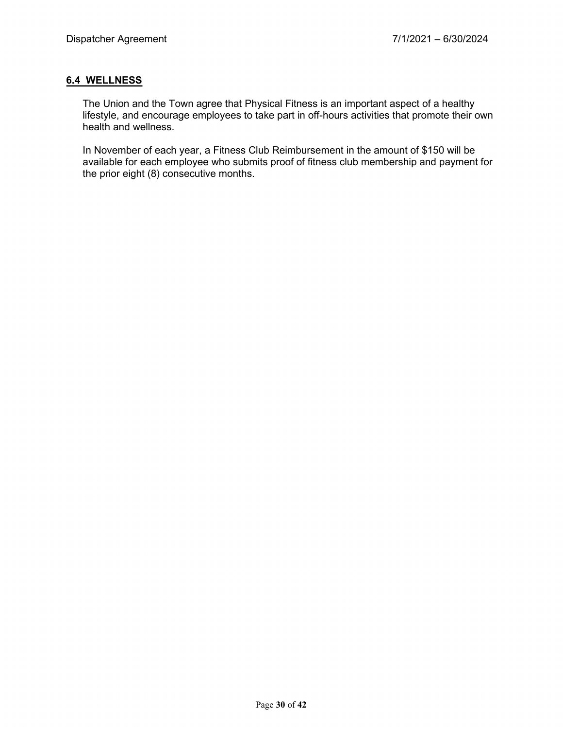## 6.4 WELLNESS

The Union and the Town agree that Physical Fitness is an important aspect of a healthy lifestyle, and encourage employees to take part in off-hours activities that promote their own health and wellness.

In November of each year, a Fitness Club Reimbursement in the amount of $150 will be available for each employee who submits proof of fitness club membership and payment for the prior eight (8) consecutive months.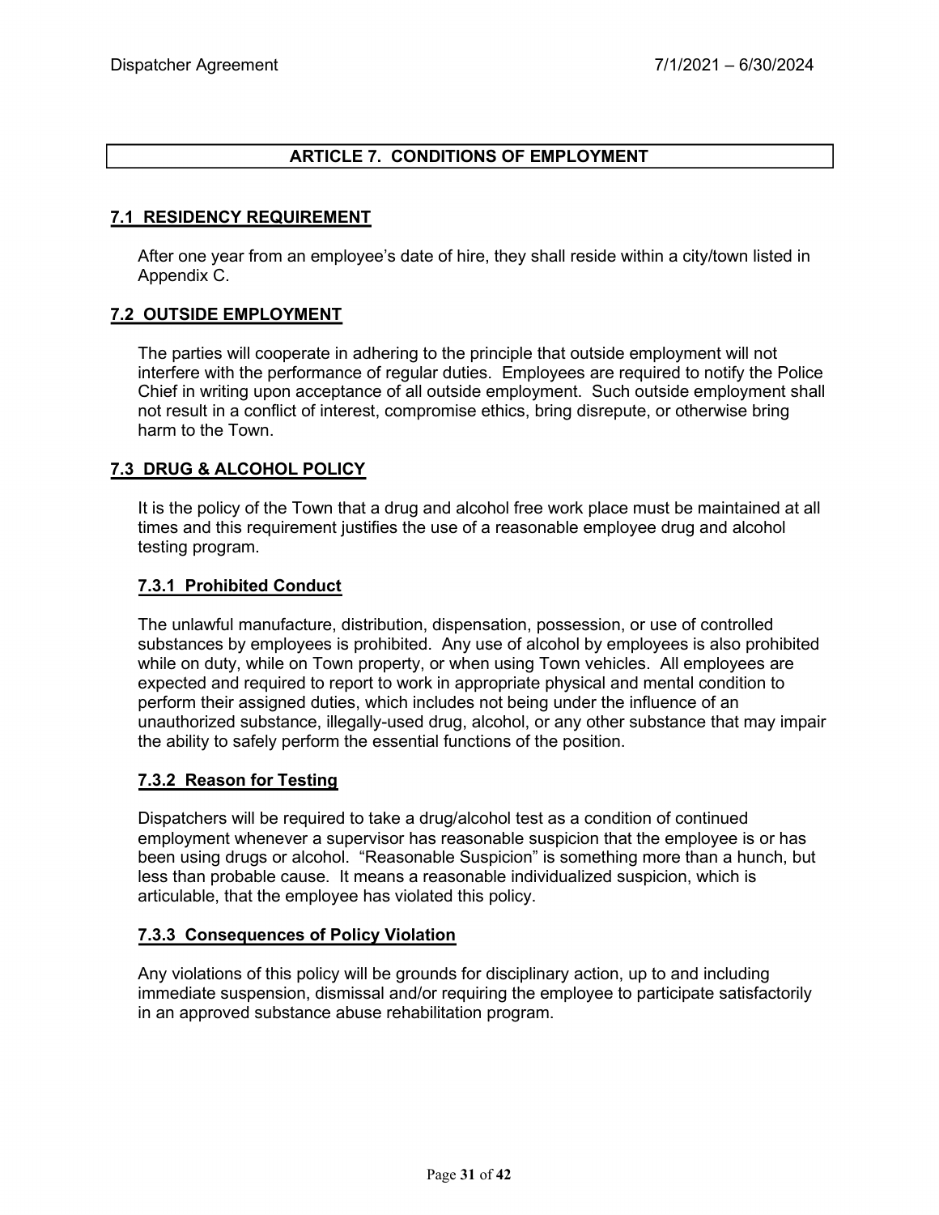# ARTICLE 7. CONDITIONS OF EMPLOYMENT

## 7.1 RESIDENCY REQUIREMENT

After one year from an employee's date of hire, they shall reside within a city/town listed in Appendix C.

## 7.2 OUTSIDE EMPLOYMENT

The parties will cooperate in adhering to the principle that outside employment will not interfere with the performance of regular duties. Employees are required to notify the Police Chief in writing upon acceptance of all outside employment. Such outside employment shall not result in a conflict of interest, compromise ethics, bring disrepute, or otherwise bring harm to the Town.

## 7.3 DRUG & ALCOHOL POLICY

It is the policy of the Town that a drug and alcohol free work place must be maintained at all times and this requirement justifies the use of a reasonable employee drug and alcohol testing program.

### 7.3.1 Prohibited Conduct

The unlawful manufacture, distribution, dispensation, possession, or use of controlled substances by employees is prohibited. Any use of alcohol by employees is also prohibited while on duty, while on Town property, or when using Town vehicles. All employees are expected and required to report to work in appropriate physical and mental condition to perform their assigned duties, which includes not being under the influence of an unauthorized substance, illegally-used drug, alcohol, or any other substance that may impair the ability to safely perform the essential functions of the position.

### 7.3.2 Reason for Testing

Dispatchers will be required to take a drug/alcohol test as a condition of continued employment whenever a supervisor has reasonable suspicion that the employee is or has been using drugs or alcohol. "Reasonable Suspicion" is something more than a hunch, but less than probable cause. It means a reasonable individualized suspicion, which is articulable, that the employee has violated this policy.

### 7.3.3 Consequences of Policy Violation

Any violations of this policy will be grounds for disciplinary action, up to and including immediate suspension, dismissal and/or requiring the employee to participate satisfactorily in an approved substance abuse rehabilitation program.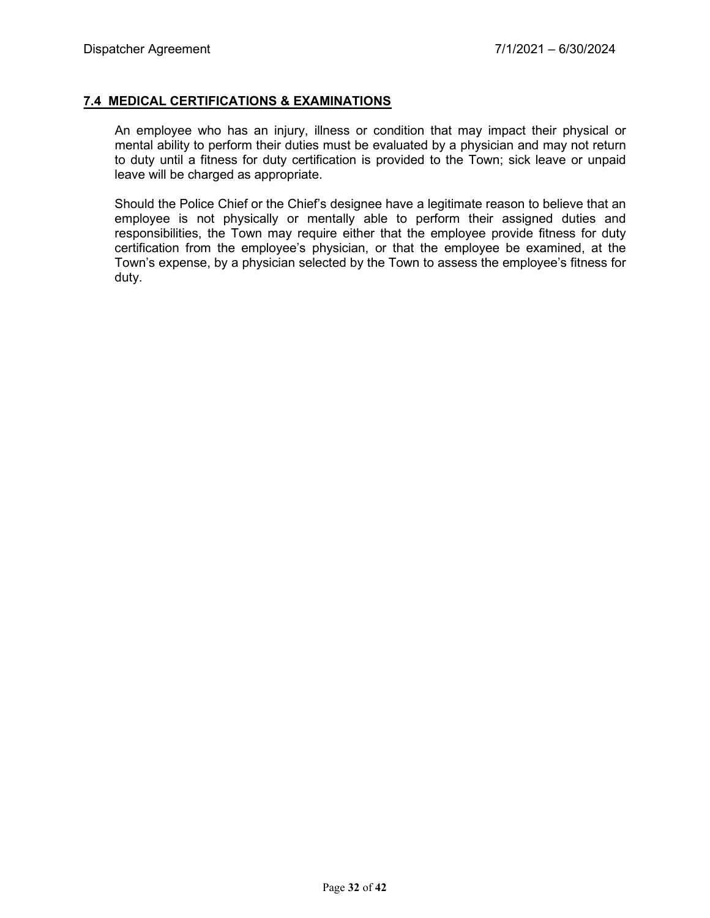## 7.4 MEDICAL CERTIFICATIONS & EXAMINATIONS

An employee who has an injury, illness or condition that may impact their physical or mental ability to perform their duties must be evaluated by a physician and may not return to duty until a fitness for duty certification is provided to the Town; sick leave or unpaid leave will be charged as appropriate.

Should the Police Chief or the Chief's designee have a legitimate reason to believe that an employee is not physically or mentally able to perform their assigned duties and responsibilities, the Town may require either that the employee provide fitness for duty certification from the employee's physician, or that the employee be examined, at the Town's expense, by a physician selected by the Town to assess the employee's fitness for duty.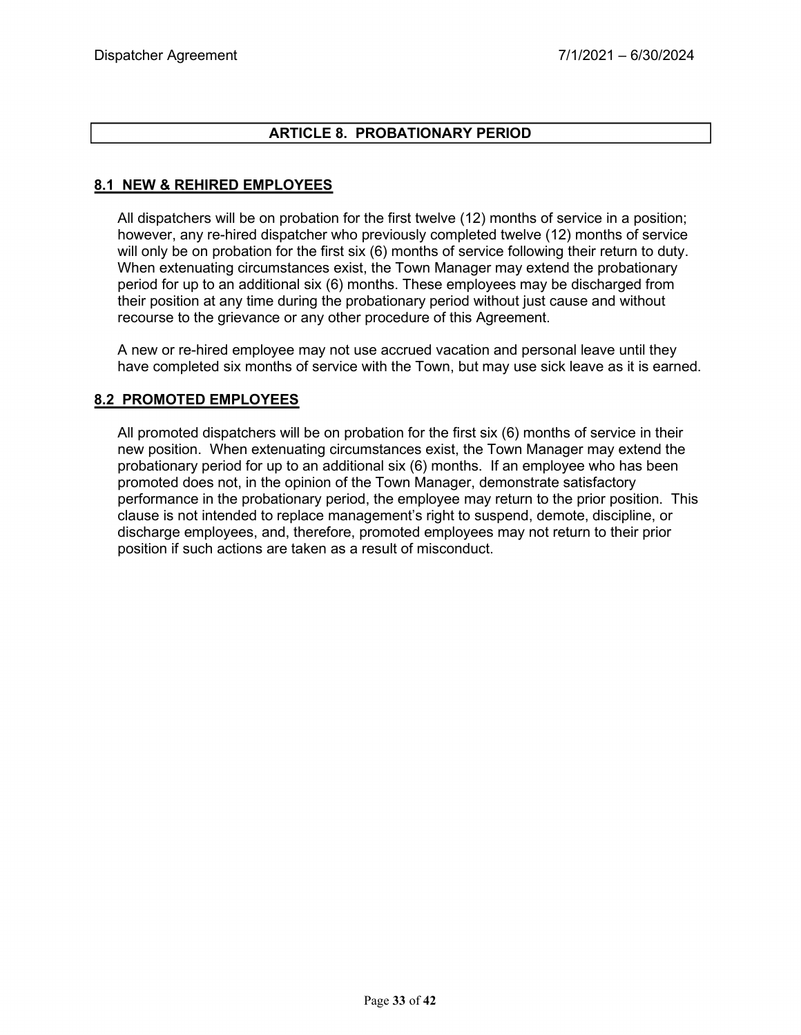## ARTICLE 8. PROBATIONARY PERIOD

### 8.1 NEW & REHIRED EMPLOYEES

All dispatchers will be on probation for the first twelve (12) months of service in a position; however, any re-hired dispatcher who previously completed twelve (12) months of service will only be on probation for the first six (6) months of service following their return to duty. When extenuating circumstances exist, the Town Manager may extend the probationary period for up to an additional six (6) months. These employees may be discharged from their position at any time during the probationary period without just cause and without recourse to the grievance or any other procedure of this Agreement.

A new or re-hired employee may not use accrued vacation and personal leave until they have completed six months of service with the Town, but may use sick leave as it is earned.

### 8.2 PROMOTED EMPLOYEES

All promoted dispatchers will be on probation for the first six (6) months of service in their new position. When extenuating circumstances exist, the Town Manager may extend the probationary period for up to an additional six (6) months. If an employee who has been promoted does not, in the opinion of the Town Manager, demonstrate satisfactory performance in the probationary period, the employee may return to the prior position. This clause is not intended to replace management's right to suspend, demote, discipline, or discharge employees, and, therefore, promoted employees may not return to their prior position if such actions are taken as a result of misconduct.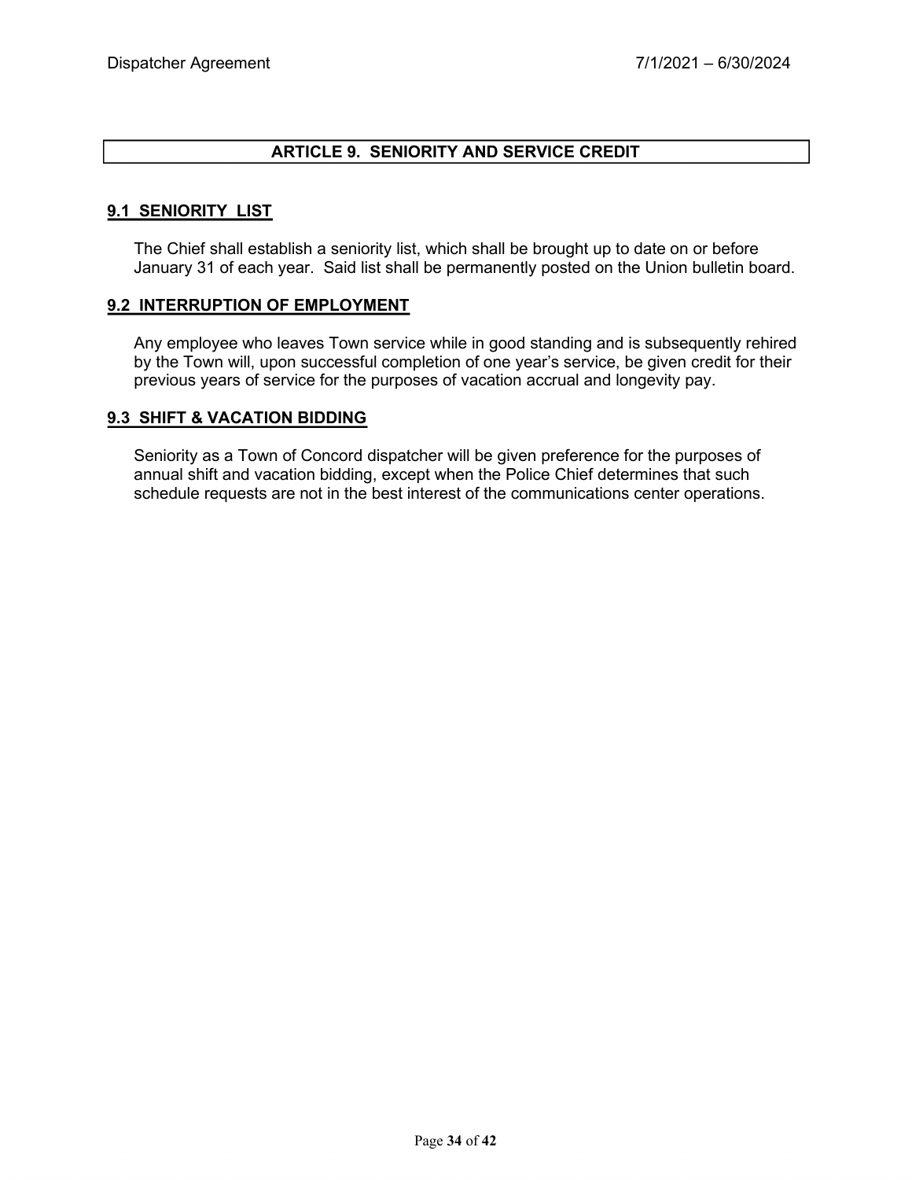## ARTICLE 9. SENIORITY AND SERVICE CREDIT

### 9.1 SENIORITY LIST

The Chief shall establish a seniority list, which shall be brought up to date on or before January 31 of each year. Said list shall be permanently posted on the Union bulletin board.

### 9.2 INTERRUPTION OF EMPLOYMENT

Any employee who leaves Town service while in good standing and is subsequently rehired by the Town will, upon successful completion of one year's service, be given credit for their previous years of service for the purposes of vacation accrual and longevity pay.

### 9.3 SHIFT & VACATION BIDDING

Seniority as a Town of Concord dispatcher will be given preference for the purposes of annual shift and vacation bidding, except when the Police Chief determines that such schedule requests are not in the best interest of the communications center operations.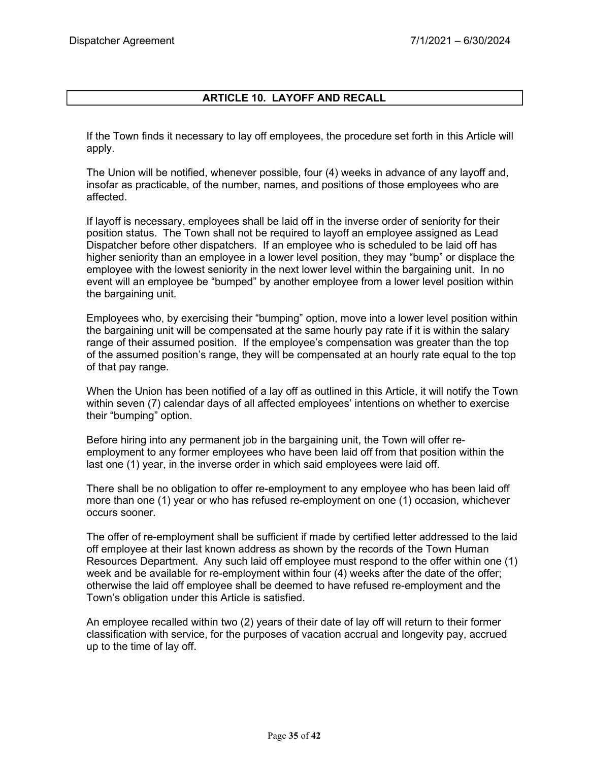## ARTICLE 10. LAYOFF AND RECALL

If the Town finds it necessary to lay off employees, the procedure set forth in this Article will apply.

The Union will be notified, whenever possible, four (4) weeks in advance of any layoff and, insofar as practicable, of the number, names, and positions of those employees who are affected.

If layoff is necessary, employees shall be laid off in the inverse order of seniority for their position status. The Town shall not be required to layoff an employee assigned as Lead Dispatcher before other dispatchers. If an employee who is scheduled to be laid off has higher seniority than an employee in a lower level position, they may "bump" or displace the employee with the lowest seniority in the next lower level within the bargaining unit. In no event will an employee be "bumped" by another employee from a lower level position within the bargaining unit.

Employees who, by exercising their "bumping" option, move into a lower level position within the bargaining unit will be compensated at the same hourly pay rate if it is within the salary range of their assumed position. If the employee's compensation was greater than the top of the assumed position's range, they will be compensated at an hourly rate equal to the top of that pay range.

When the Union has been notified of a lay off as outlined in this Article, it will notify the Town within seven (7) calendar days of all affected employees' intentions on whether to exercise their "bumping" option.

Before hiring into any permanent job in the bargaining unit, the Town will offer re-employment to any former employees who have been laid off from that position within the last one (1) year, in the inverse order in which said employees were laid off.

There shall be no obligation to offer re-employment to any employee who has been laid off more than one (1) year or who has refused re-employment on one (1) occasion, whichever occurs sooner.

The offer of re-employment shall be sufficient if made by certified letter addressed to the laid off employee at their last known address as shown by the records of the Town Human Resources Department. Any such laid off employee must respond to the offer within one (1) week and be available for re-employment within four (4) weeks after the date of the offer; otherwise the laid off employee shall be deemed to have refused re-employment and the Town's obligation under this Article is satisfied.

An employee recalled within two (2) years of their date of lay off will return to their former classification with service, for the purposes of vacation accrual and longevity pay, accrued up to the time of lay off.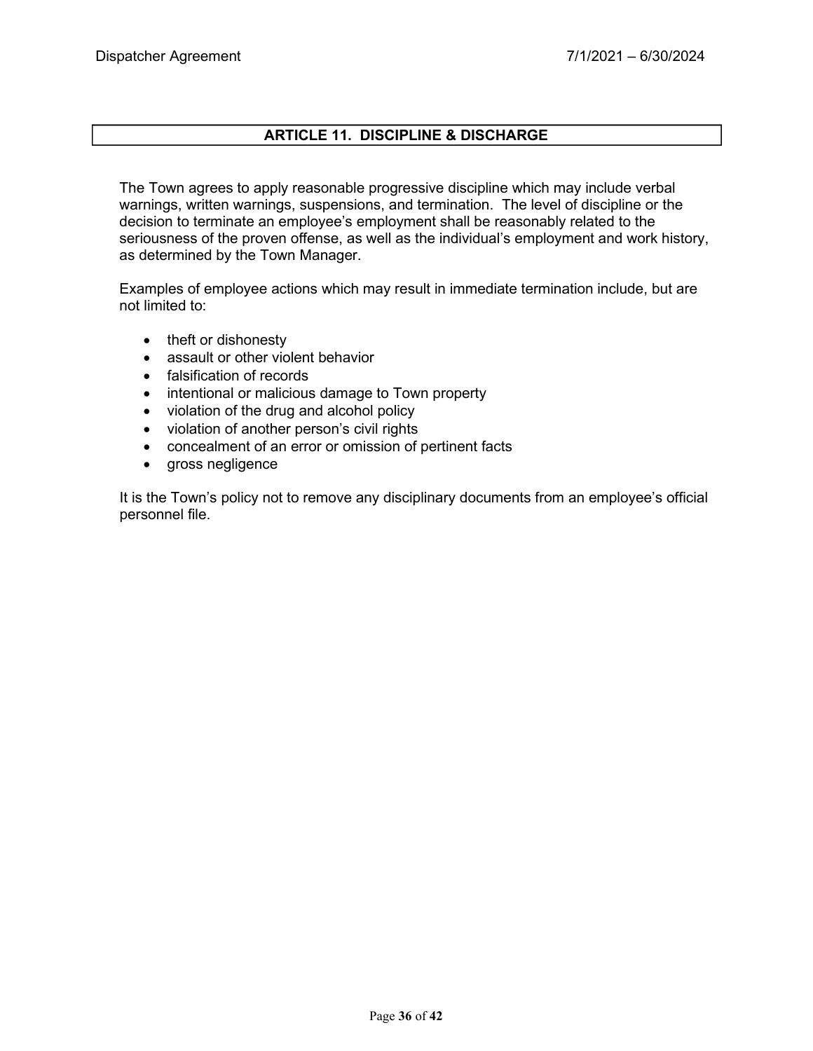## ARTICLE 11. DISCIPLINE & DISCHARGE

The Town agrees to apply reasonable progressive discipline which may include verbal warnings, written warnings, suspensions, and termination. The level of discipline or the decision to terminate an employee's employment shall be reasonably related to the seriousness of the proven offense, as well as the individual's employment and work history, as determined by the Town Manager.

Examples of employee actions which may result in immediate termination include, but are not limited to:

- theft or dishonesty
- assault or other violent behavior
- falsification of records
- intentional or malicious damage to Town property
- violation of the drug and alcohol policy
- violation of another person's civil rights
- concealment of an error or omission of pertinent facts
- gross negligence

It is the Town's policy not to remove any disciplinary documents from an employee's official personnel file.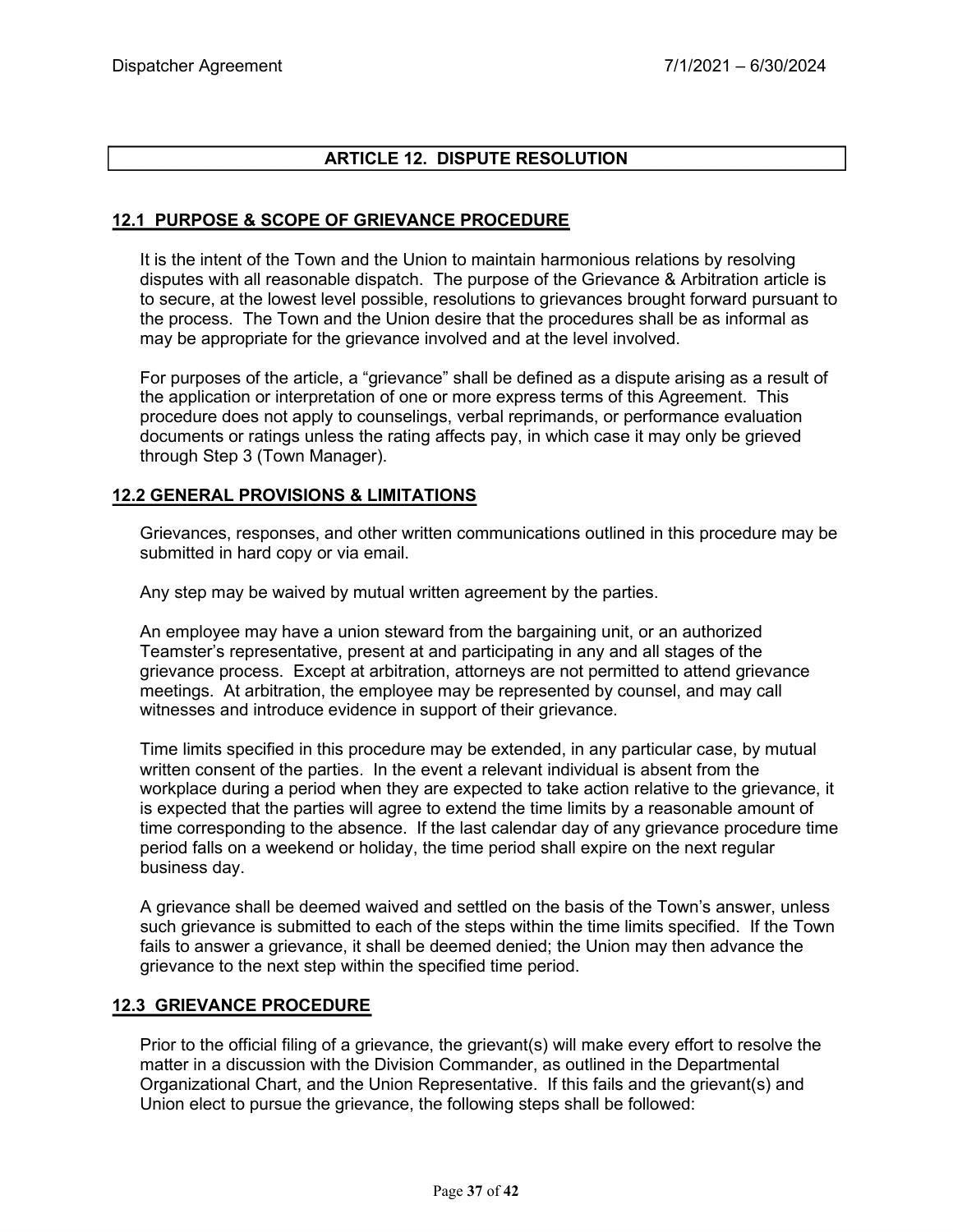# ARTICLE 12. DISPUTE RESOLUTION

## 12.1 PURPOSE & SCOPE OF GRIEVANCE PROCEDURE

It is the intent of the Town and the Union to maintain harmonious relations by resolving disputes with all reasonable dispatch. The purpose of the Grievance & Arbitration article is to secure, at the lowest level possible, resolutions to grievances brought forward pursuant to the process. The Town and the Union desire that the procedures shall be as informal as may be appropriate for the grievance involved and at the level involved.

For purposes of the article, a "grievance" shall be defined as a dispute arising as a result of the application or interpretation of one or more express terms of this Agreement. This procedure does not apply to counselings, verbal reprimands, or performance evaluation documents or ratings unless the rating affects pay, in which case it may only be grieved through Step 3 (Town Manager).

## 12.2 GENERAL PROVISIONS & LIMITATIONS

Grievances, responses, and other written communications outlined in this procedure may be submitted in hard copy or via email.

Any step may be waived by mutual written agreement by the parties.

An employee may have a union steward from the bargaining unit, or an authorized Teamster's representative, present at and participating in any and all stages of the grievance process. Except at arbitration, attorneys are not permitted to attend grievance meetings. At arbitration, the employee may be represented by counsel, and may call witnesses and introduce evidence in support of their grievance.

Time limits specified in this procedure may be extended, in any particular case, by mutual written consent of the parties. In the event a relevant individual is absent from the workplace during a period when they are expected to take action relative to the grievance, it is expected that the parties will agree to extend the time limits by a reasonable amount of time corresponding to the absence. If the last calendar day of any grievance procedure time period falls on a weekend or holiday, the time period shall expire on the next regular business day.

A grievance shall be deemed waived and settled on the basis of the Town's answer, unless such grievance is submitted to each of the steps within the time limits specified. If the Town fails to answer a grievance, it shall be deemed denied; the Union may then advance the grievance to the next step within the specified time period.

## 12.3 GRIEVANCE PROCEDURE

Prior to the official filing of a grievance, the grievant(s) will make every effort to resolve the matter in a discussion with the Division Commander, as outlined in the Departmental Organizational Chart, and the Union Representative. If this fails and the grievant(s) and Union elect to pursue the grievance, the following steps shall be followed: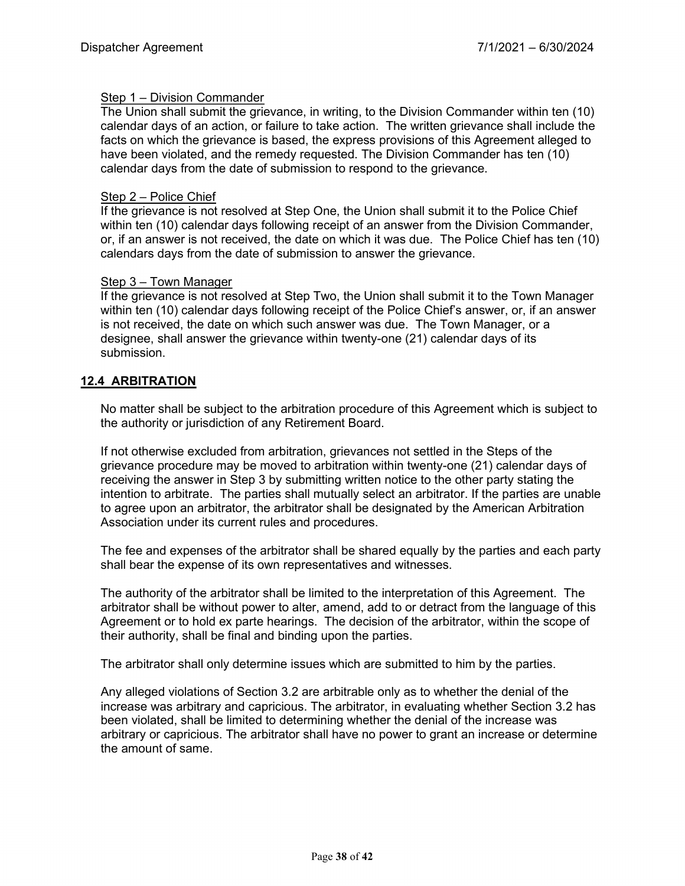Step 1 – Division Commander

The Union shall submit the grievance, in writing, to the Division Commander within ten (10) calendar days of an action, or failure to take action. The written grievance shall include the facts on which the grievance is based, the express provisions of this Agreement alleged to have been violated, and the remedy requested. The Division Commander has ten (10) calendar days from the date of submission to respond to the grievance.

Step 2 – Police Chief

If the grievance is not resolved at Step One, the Union shall submit it to the Police Chief within ten (10) calendar days following receipt of an answer from the Division Commander, or, if an answer is not received, the date on which it was due. The Police Chief has ten (10) calendars days from the date of submission to answer the grievance.

Step 3 – Town Manager

If the grievance is not resolved at Step Two, the Union shall submit it to the Town Manager within ten (10) calendar days following receipt of the Police Chief's answer, or, if an answer is not received, the date on which such answer was due. The Town Manager, or a designee, shall answer the grievance within twenty-one (21) calendar days of its submission.

## 12.4 ARBITRATION

No matter shall be subject to the arbitration procedure of this Agreement which is subject to the authority or jurisdiction of any Retirement Board.

If not otherwise excluded from arbitration, grievances not settled in the Steps of the grievance procedure may be moved to arbitration within twenty-one (21) calendar days of receiving the answer in Step 3 by submitting written notice to the other party stating the intention to arbitrate. The parties shall mutually select an arbitrator. If the parties are unable to agree upon an arbitrator, the arbitrator shall be designated by the American Arbitration Association under its current rules and procedures.

The fee and expenses of the arbitrator shall be shared equally by the parties and each party shall bear the expense of its own representatives and witnesses.

The authority of the arbitrator shall be limited to the interpretation of this Agreement. The arbitrator shall be without power to alter, amend, add to or detract from the language of this Agreement or to hold ex parte hearings. The decision of the arbitrator, within the scope of their authority, shall be final and binding upon the parties.

The arbitrator shall only determine issues which are submitted to him by the parties.

Any alleged violations of Section 3.2 are arbitrable only as to whether the denial of the increase was arbitrary and capricious. The arbitrator, in evaluating whether Section 3.2 has been violated, shall be limited to determining whether the denial of the increase was arbitrary or capricious. The arbitrator shall have no power to grant an increase or determine the amount of same.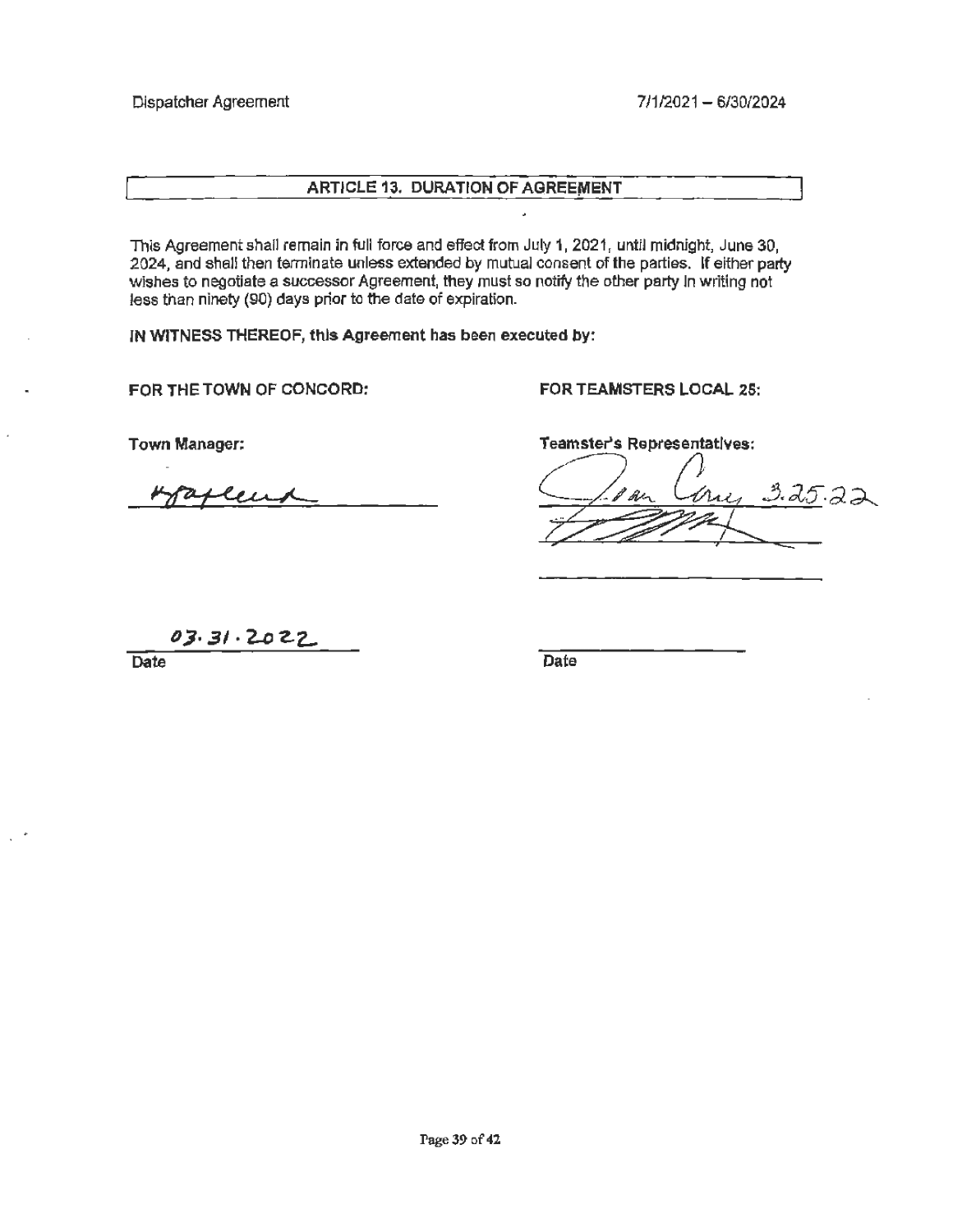## ARTICLE 13. DURATION OF AGREEMENT

This Agreement shall remain in full force and effect from July 1, 2021, until midnight, June 30, 2024, and shall then terminate unless extended by mutual consent of the parties. If either party wishes to negotiate a successor Agreement, they must so notify the other party in writing not less than ninety (90) days prior to the date of expiration.

**IN WITNESS THEREOF, this Agreement has been executed by:**

| **FOR THE TOWN OF CONCORD:** | **FOR TEAMSTERS LOCAL 25:** |
|---|---|
| **Town Manager:** | **Teamster's Representatives:** |
| Hoffland | Sean Carey 3.25.22 |
| | [signature] |
| 03.31.2022 | |
| Date | Date |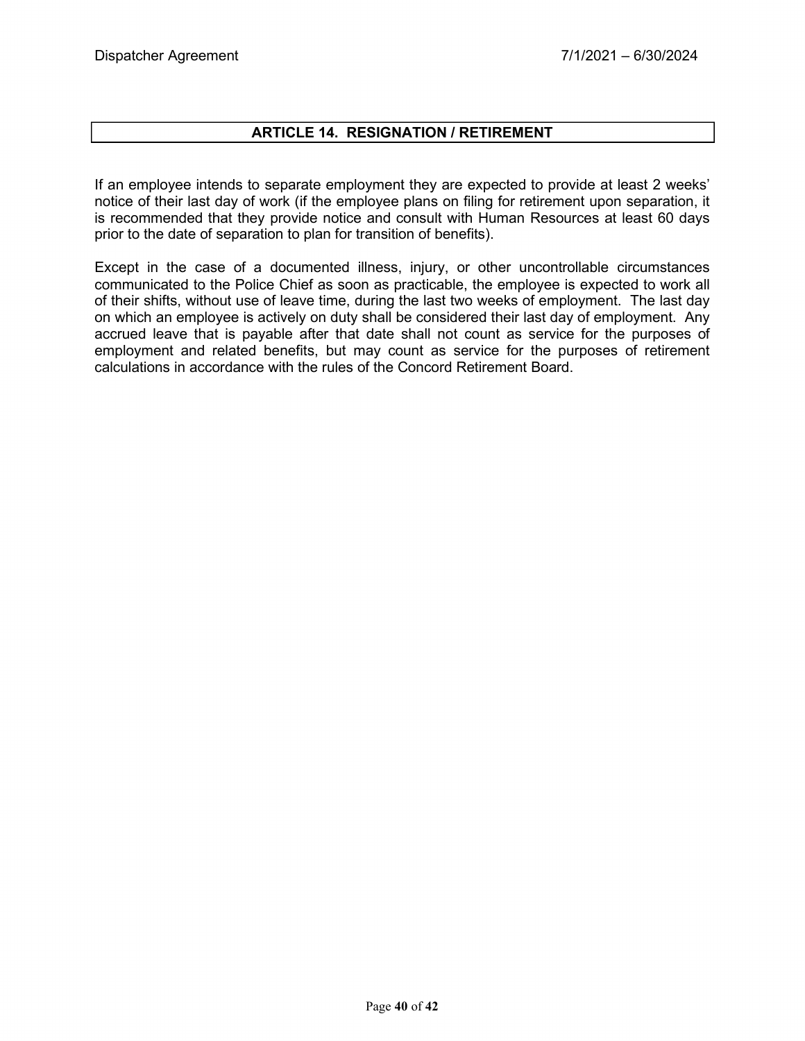## ARTICLE 14. RESIGNATION / RETIREMENT

If an employee intends to separate employment they are expected to provide at least 2 weeks' notice of their last day of work (if the employee plans on filing for retirement upon separation, it is recommended that they provide notice and consult with Human Resources at least 60 days prior to the date of separation to plan for transition of benefits).

Except in the case of a documented illness, injury, or other uncontrollable circumstances communicated to the Police Chief as soon as practicable, the employee is expected to work all of their shifts, without use of leave time, during the last two weeks of employment. The last day on which an employee is actively on duty shall be considered their last day of employment. Any accrued leave that is payable after that date shall not count as service for the purposes of employment and related benefits, but may count as service for the purposes of retirement calculations in accordance with the rules of the Concord Retirement Board.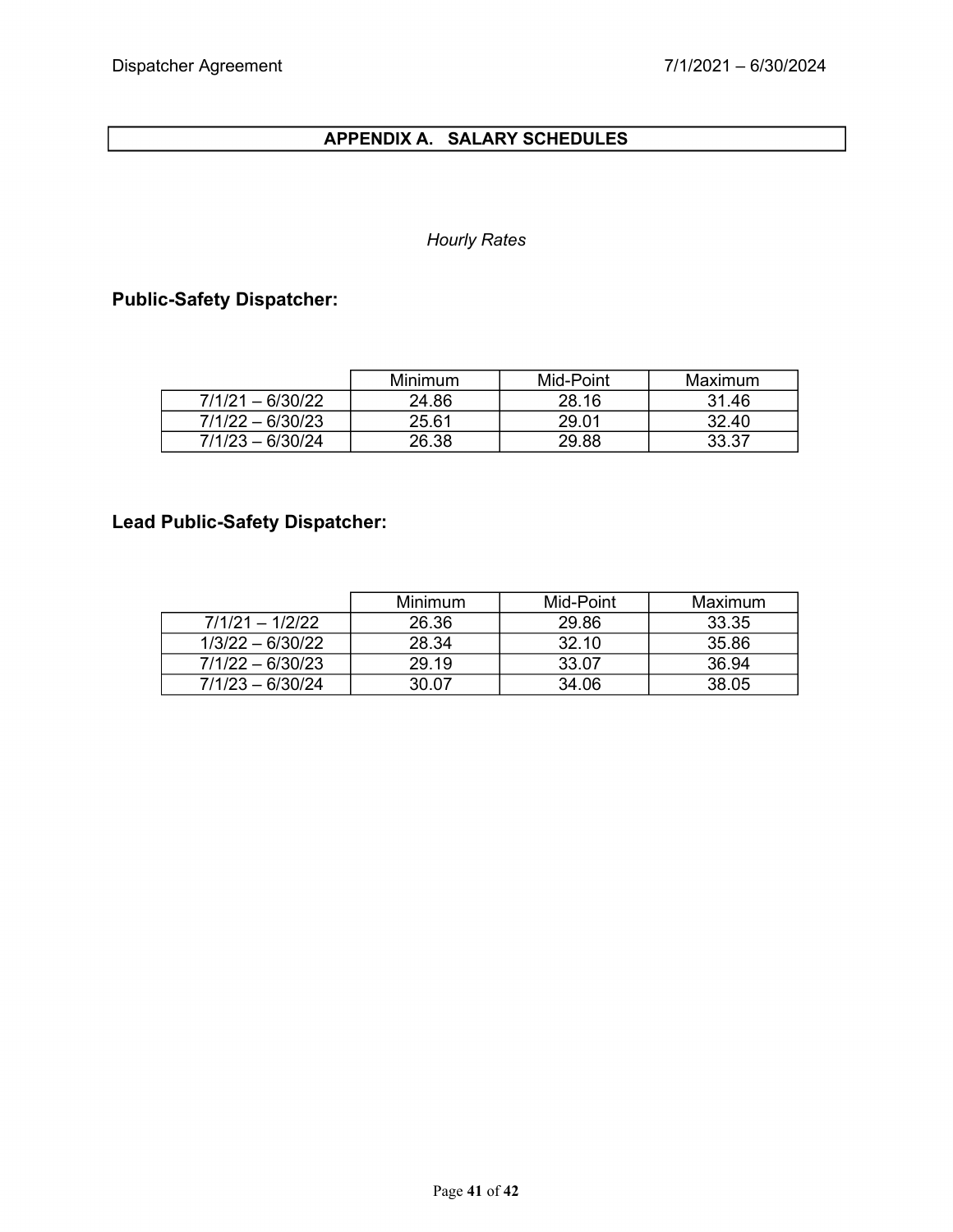## APPENDIX A. SALARY SCHEDULES

*Hourly Rates*

### Public-Safety Dispatcher:

| | Minimum | Mid-Point | Maximum |
|---|---|---|---|
| 7/1/21 – 6/30/22 | 24.86 | 28.16 | 31.46 |
| 7/1/22 – 6/30/23 | 25.61 | 29.01 | 32.40 |
| 7/1/23 – 6/30/24 | 26.38 | 29.88 | 33.37 |

### Lead Public-Safety Dispatcher:

| | Minimum | Mid-Point | Maximum |
|---|---|---|---|
| 7/1/21 – 1/2/22 | 26.36 | 29.86 | 33.35 |
| 1/3/22 – 6/30/22 | 28.34 | 32.10 | 35.86 |
| 7/1/22 – 6/30/23 | 29.19 | 33.07 | 36.94 |
| 7/1/23 – 6/30/24 | 30.07 | 34.06 | 38.05 |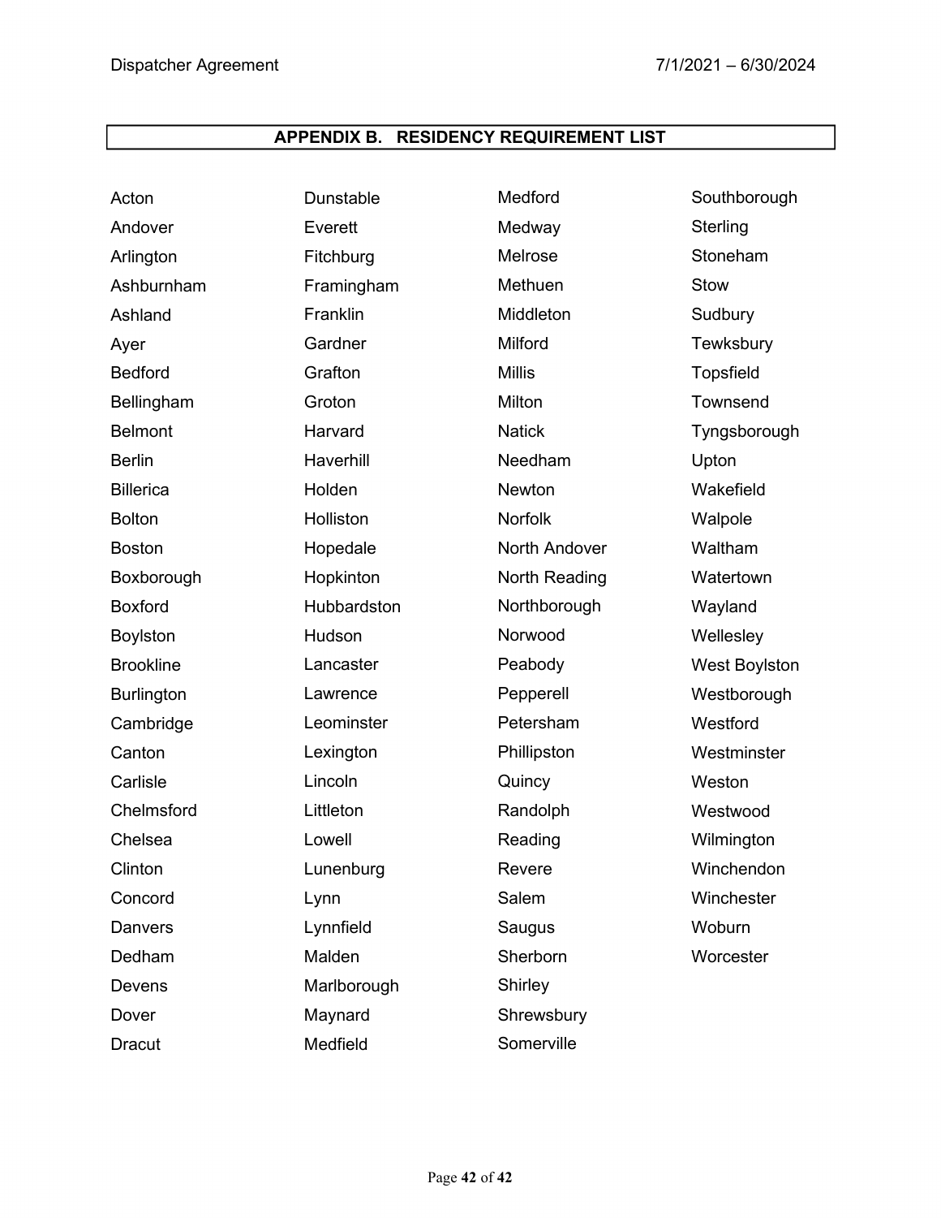## APPENDIX B. RESIDENCY REQUIREMENT LIST

- Acton
- Andover
- Arlington
- Ashburnham
- Ashland
- Ayer
- Bedford
- Bellingham
- Belmont
- Berlin
- Billerica
- Bolton
- Boston
- Boxborough
- Boxford
- Boylston
- Brookline
- Burlington
- Cambridge
- Canton
- Carlisle
- Chelmsford
- Chelsea
- Clinton
- Concord
- Danvers
- Dedham
- Devens
- Dover
- Dracut
- Dunstable
- Everett
- Fitchburg
- Framingham
- Franklin
- Gardner
- Grafton
- Groton
- Harvard
- Haverhill
- Holden
- Holliston
- Hopedale
- Hopkinton
- Hubbardston
- Hudson
- Lancaster
- Lawrence
- Leominster
- Lexington
- Lincoln
- Littleton
- Lowell
- Lunenburg
- Lynn
- Lynnfield
- Malden
- Marlborough
- Maynard
- Medfield
- Medford
- Medway
- Melrose
- Methuen
- Middleton
- Milford
- Millis
- Milton
- Natick
- Needham
- Newton
- Norfolk
- North Andover
- North Reading
- Northborough
- Norwood
- Peabody
- Pepperell
- Petersham
- Phillipston
- Quincy
- Randolph
- Reading
- Revere
- Salem
- Saugus
- Sherborn
- Shirley
- Shrewsbury
- Somerville
- Southborough
- Sterling
- Stoneham
- Stow
- Sudbury
- Tewksbury
- Topsfield
- Townsend
- Tyngsborough
- Upton
- Wakefield
- Walpole
- Waltham
- Watertown
- Wayland
- Wellesley
- West Boylston
- Westborough
- Westford
- Westminster
- Weston
- Westwood
- Wilmington
- Winchendon
- Winchester
- Woburn
- Worcester